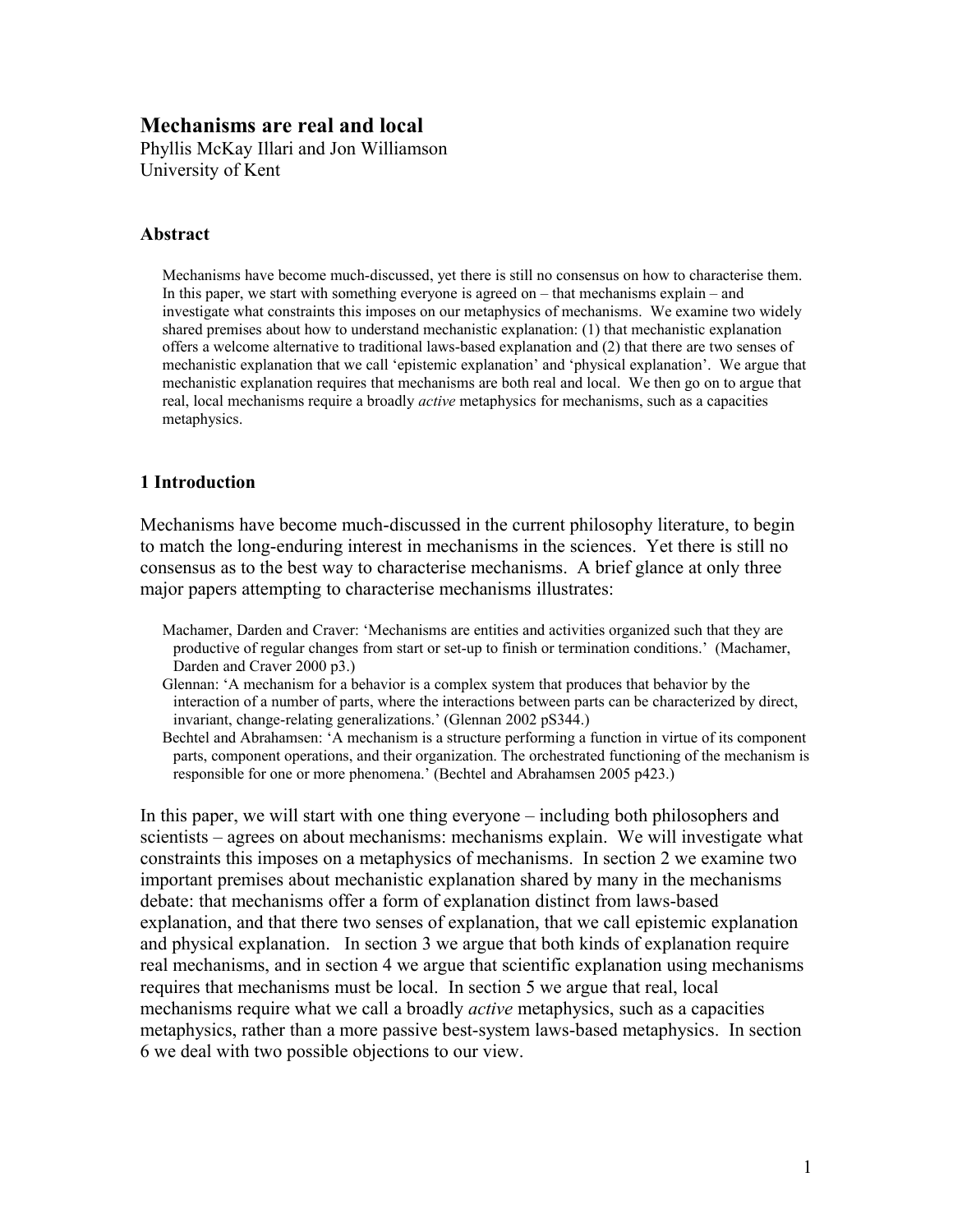# Mechanisms are real and local

Phyllis McKay Illari and Jon Williamson
University of Kent

### Abstract

Mechanisms have become much-discussed, yet there is still no consensus on how to characterise them. In this paper, we start with something everyone is agreed on – that mechanisms explain – and investigate what constraints this imposes on our metaphysics of mechanisms. We examine two widely shared premises about how to understand mechanistic explanation: (1) that mechanistic explanation offers a welcome alternative to traditional laws-based explanation and (2) that there are two senses of mechanistic explanation that we call 'epistemic explanation' and 'physical explanation'. We argue that mechanistic explanation requires that mechanisms are both real and local. We then go on to argue that real, local mechanisms require a broadly *active* metaphysics for mechanisms, such as a capacities metaphysics.

## 1 Introduction

Mechanisms have become much-discussed in the current philosophy literature, to begin to match the long-enduring interest in mechanisms in the sciences. Yet there is still no consensus as to the best way to characterise mechanisms. A brief glance at only three major papers attempting to characterise mechanisms illustrates:

> Machamer, Darden and Craver: 'Mechanisms are entities and activities organized such that they are productive of regular changes from start or set-up to finish or termination conditions.' (Machamer, Darden and Craver 2000 p3.)
>
> Glennan: 'A mechanism for a behavior is a complex system that produces that behavior by the interaction of a number of parts, where the interactions between parts can be characterized by direct, invariant, change-relating generalizations.' (Glennan 2002 pS344.)
>
> Bechtel and Abrahamsen: 'A mechanism is a structure performing a function in virtue of its component parts, component operations, and their organization. The orchestrated functioning of the mechanism is responsible for one or more phenomena.' (Bechtel and Abrahamsen 2005 p423.)

In this paper, we will start with one thing everyone – including both philosophers and scientists – agrees on about mechanisms: mechanisms explain. We will investigate what constraints this imposes on a metaphysics of mechanisms. In section 2 we examine two important premises about mechanistic explanation shared by many in the mechanisms debate: that mechanisms offer a form of explanation distinct from laws-based explanation, and that there two senses of explanation, that we call epistemic explanation and physical explanation. In section 3 we argue that both kinds of explanation require real mechanisms, and in section 4 we argue that scientific explanation using mechanisms requires that mechanisms must be local. In section 5 we argue that real, local mechanisms require what we call a broadly *active* metaphysics, such as a capacities metaphysics, rather than a more passive best-system laws-based metaphysics. In section 6 we deal with two possible objections to our view.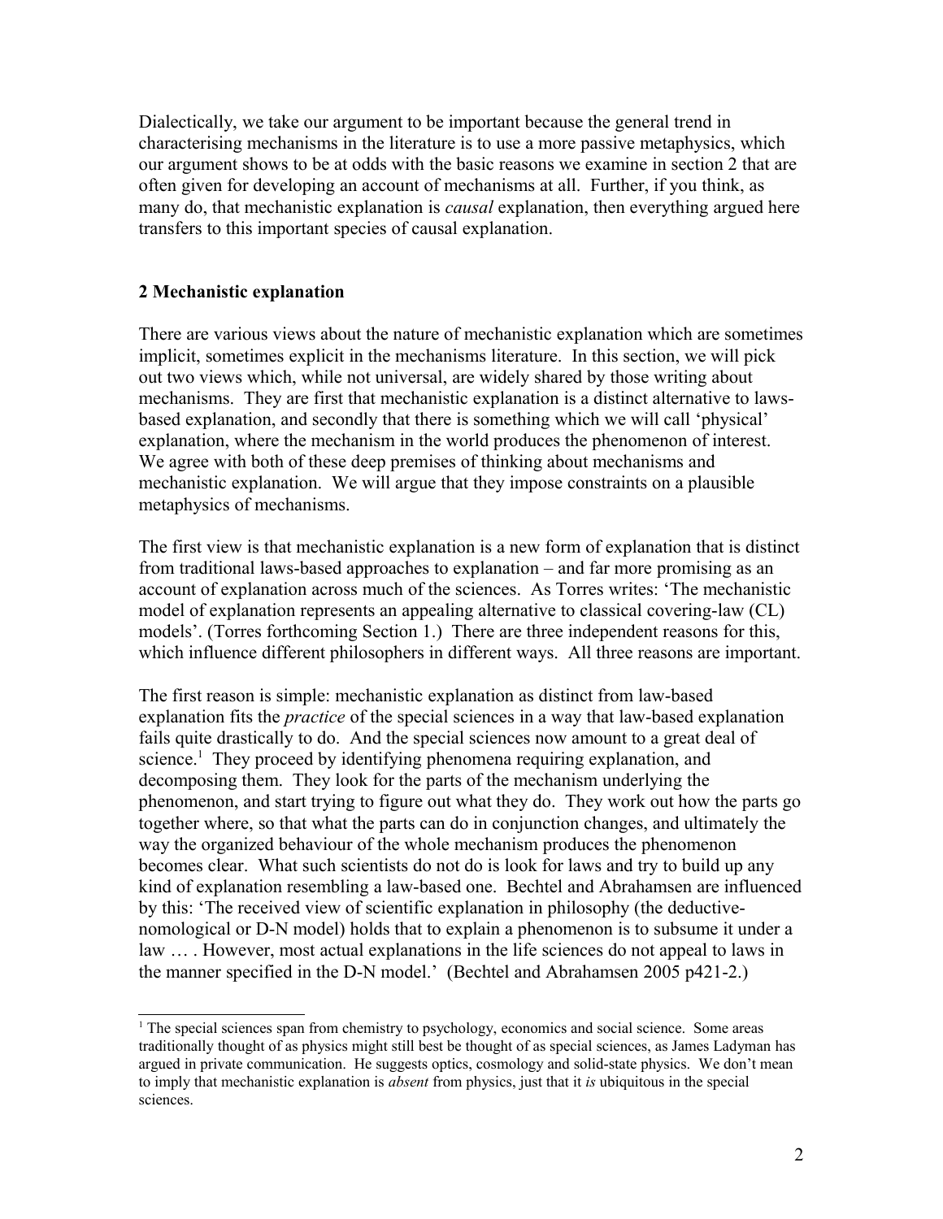Dialectically, we take our argument to be important because the general trend in characterising mechanisms in the literature is to use a more passive metaphysics, which our argument shows to be at odds with the basic reasons we examine in section 2 that are often given for developing an account of mechanisms at all. Further, if you think, as many do, that mechanistic explanation is *causal* explanation, then everything argued here transfers to this important species of causal explanation.

## 2 Mechanistic explanation

There are various views about the nature of mechanistic explanation which are sometimes implicit, sometimes explicit in the mechanisms literature. In this section, we will pick out two views which, while not universal, are widely shared by those writing about mechanisms. They are first that mechanistic explanation is a distinct alternative to laws-based explanation, and secondly that there is something which we will call 'physical' explanation, where the mechanism in the world produces the phenomenon of interest. We agree with both of these deep premises of thinking about mechanisms and mechanistic explanation. We will argue that they impose constraints on a plausible metaphysics of mechanisms.

The first view is that mechanistic explanation is a new form of explanation that is distinct from traditional laws-based approaches to explanation – and far more promising as an account of explanation across much of the sciences. As Torres writes: 'The mechanistic model of explanation represents an appealing alternative to classical covering-law (CL) models'. (Torres forthcoming Section 1.) There are three independent reasons for this, which influence different philosophers in different ways. All three reasons are important.

The first reason is simple: mechanistic explanation as distinct from law-based explanation fits the *practice* of the special sciences in a way that law-based explanation fails quite drastically to do. And the special sciences now amount to a great deal of science.[1] They proceed by identifying phenomena requiring explanation, and decomposing them. They look for the parts of the mechanism underlying the phenomenon, and start trying to figure out what they do. They work out how the parts go together where, so that what the parts can do in conjunction changes, and ultimately the way the organized behaviour of the whole mechanism produces the phenomenon becomes clear. What such scientists do not do is look for laws and try to build up any kind of explanation resembling a law-based one. Bechtel and Abrahamsen are influenced by this: 'The received view of scientific explanation in philosophy (the deductive-nomological or D-N model) holds that to explain a phenomenon is to subsume it under a law … . However, most actual explanations in the life sciences do not appeal to laws in the manner specified in the D-N model.' (Bechtel and Abrahamsen 2005 p421-2.)

[1] The special sciences span from chemistry to psychology, economics and social science. Some areas traditionally thought of as physics might still best be thought of as special sciences, as James Ladyman has argued in private communication. He suggests optics, cosmology and solid-state physics. We don't mean to imply that mechanistic explanation is *absent* from physics, just that it *is* ubiquitous in the special sciences.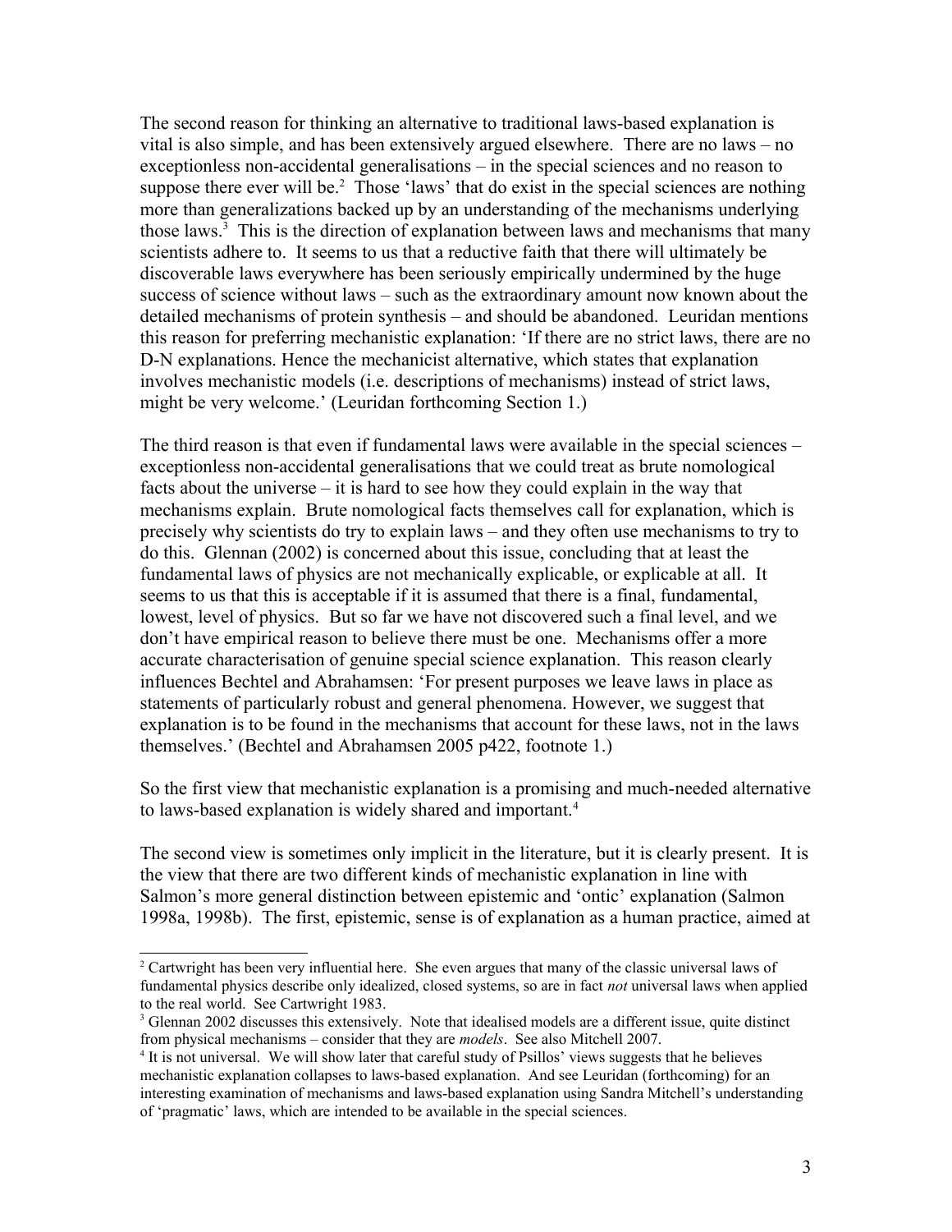The second reason for thinking an alternative to traditional laws-based explanation is vital is also simple, and has been extensively argued elsewhere. There are no laws – no exceptionless non-accidental generalisations – in the special sciences and no reason to suppose there ever will be.[2] Those 'laws' that do exist in the special sciences are nothing more than generalizations backed up by an understanding of the mechanisms underlying those laws.[3] This is the direction of explanation between laws and mechanisms that many scientists adhere to. It seems to us that a reductive faith that there will ultimately be discoverable laws everywhere has been seriously empirically undermined by the huge success of science without laws – such as the extraordinary amount now known about the detailed mechanisms of protein synthesis – and should be abandoned. Leuridan mentions this reason for preferring mechanistic explanation: 'If there are no strict laws, there are no D-N explanations. Hence the mechanicist alternative, which states that explanation involves mechanistic models (i.e. descriptions of mechanisms) instead of strict laws, might be very welcome.' (Leuridan forthcoming Section 1.)

The third reason is that even if fundamental laws were available in the special sciences – exceptionless non-accidental generalisations that we could treat as brute nomological facts about the universe – it is hard to see how they could explain in the way that mechanisms explain. Brute nomological facts themselves call for explanation, which is precisely why scientists do try to explain laws – and they often use mechanisms to try to do this. Glennan (2002) is concerned about this issue, concluding that at least the fundamental laws of physics are not mechanically explicable, or explicable at all. It seems to us that this is acceptable if it is assumed that there is a final, fundamental, lowest, level of physics. But so far we have not discovered such a final level, and we don't have empirical reason to believe there must be one. Mechanisms offer a more accurate characterisation of genuine special science explanation. This reason clearly influences Bechtel and Abrahamsen: 'For present purposes we leave laws in place as statements of particularly robust and general phenomena. However, we suggest that explanation is to be found in the mechanisms that account for these laws, not in the laws themselves.' (Bechtel and Abrahamsen 2005 p422, footnote 1.)

So the first view that mechanistic explanation is a promising and much-needed alternative to laws-based explanation is widely shared and important.[4]

The second view is sometimes only implicit in the literature, but it is clearly present. It is the view that there are two different kinds of mechanistic explanation in line with Salmon's more general distinction between epistemic and 'ontic' explanation (Salmon 1998a, 1998b). The first, epistemic, sense is of explanation as a human practice, aimed at

---

[2] Cartwright has been very influential here. She even argues that many of the classic universal laws of fundamental physics describe only idealized, closed systems, so are in fact *not* universal laws when applied to the real world. See Cartwright 1983.

[3] Glennan 2002 discusses this extensively. Note that idealised models are a different issue, quite distinct from physical mechanisms – consider that they are *models*. See also Mitchell 2007.

[4] It is not universal. We will show later that careful study of Psillos' views suggests that he believes mechanistic explanation collapses to laws-based explanation. And see Leuridan (forthcoming) for an interesting examination of mechanisms and laws-based explanation using Sandra Mitchell's understanding of 'pragmatic' laws, which are intended to be available in the special sciences.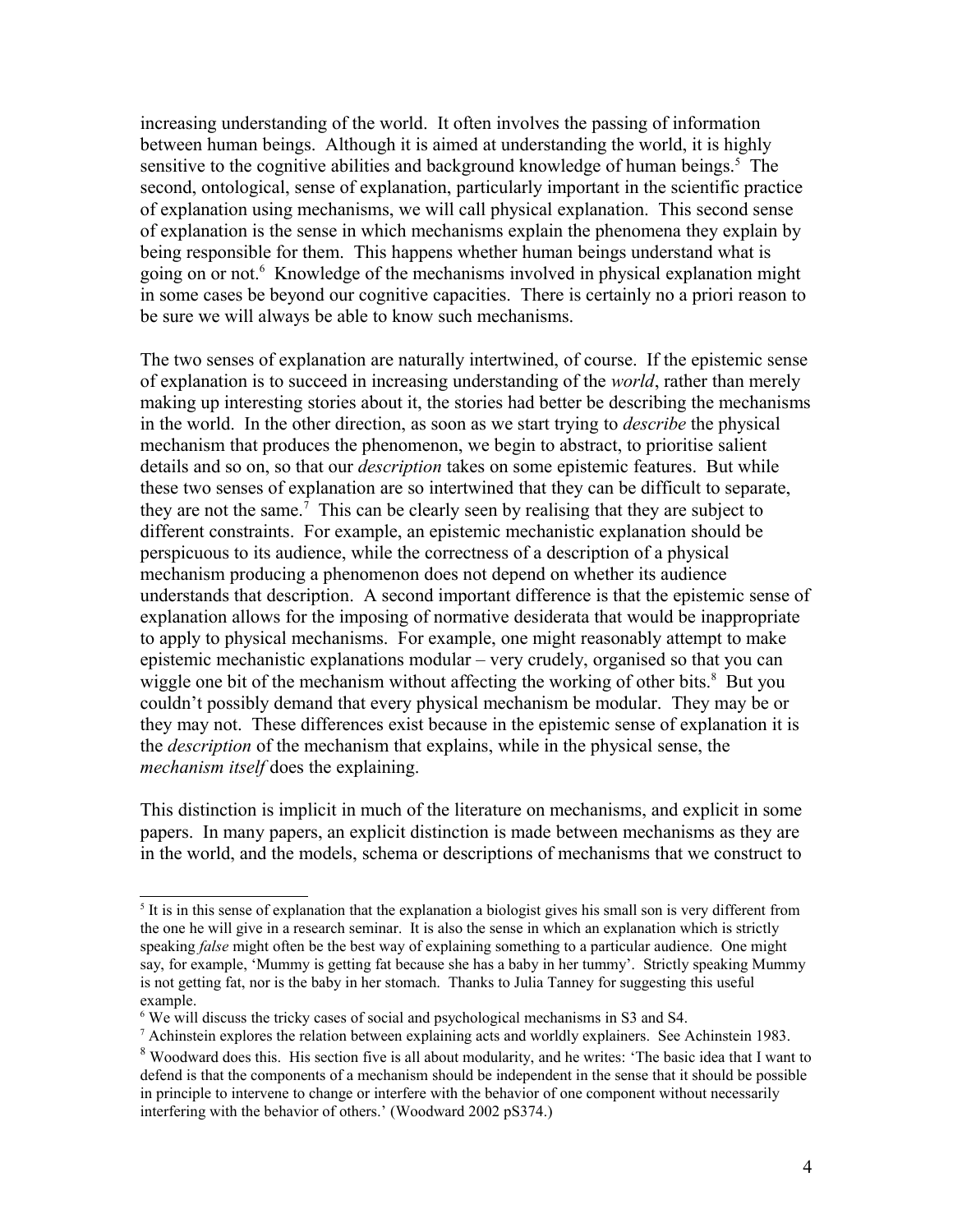increasing understanding of the world. It often involves the passing of information between human beings. Although it is aimed at understanding the world, it is highly sensitive to the cognitive abilities and background knowledge of human beings.[5] The second, ontological, sense of explanation, particularly important in the scientific practice of explanation using mechanisms, we will call physical explanation. This second sense of explanation is the sense in which mechanisms explain the phenomena they explain by being responsible for them. This happens whether human beings understand what is going on or not.[6] Knowledge of the mechanisms involved in physical explanation might in some cases be beyond our cognitive capacities. There is certainly no a priori reason to be sure we will always be able to know such mechanisms.

The two senses of explanation are naturally intertwined, of course. If the epistemic sense of explanation is to succeed in increasing understanding of the *world*, rather than merely making up interesting stories about it, the stories had better be describing the mechanisms in the world. In the other direction, as soon as we start trying to *describe* the physical mechanism that produces the phenomenon, we begin to abstract, to prioritise salient details and so on, so that our *description* takes on some epistemic features. But while these two senses of explanation are so intertwined that they can be difficult to separate, they are not the same.[7] This can be clearly seen by realising that they are subject to different constraints. For example, an epistemic mechanistic explanation should be perspicuous to its audience, while the correctness of a description of a physical mechanism producing a phenomenon does not depend on whether its audience understands that description. A second important difference is that the epistemic sense of explanation allows for the imposing of normative desiderata that would be inappropriate to apply to physical mechanisms. For example, one might reasonably attempt to make epistemic mechanistic explanations modular – very crudely, organised so that you can wiggle one bit of the mechanism without affecting the working of other bits.[8] But you couldn't possibly demand that every physical mechanism be modular. They may be or they may not. These differences exist because in the epistemic sense of explanation it is the *description* of the mechanism that explains, while in the physical sense, the *mechanism itself* does the explaining.

This distinction is implicit in much of the literature on mechanisms, and explicit in some papers. In many papers, an explicit distinction is made between mechanisms as they are in the world, and the models, schema or descriptions of mechanisms that we construct to

---

[5] It is in this sense of explanation that the explanation a biologist gives his small son is very different from the one he will give in a research seminar. It is also the sense in which an explanation which is strictly speaking *false* might often be the best way of explaining something to a particular audience. One might say, for example, 'Mummy is getting fat because she has a baby in her tummy'. Strictly speaking Mummy is not getting fat, nor is the baby in her stomach. Thanks to Julia Tanney for suggesting this useful example.

[6] We will discuss the tricky cases of social and psychological mechanisms in S3 and S4.

[7] Achinstein explores the relation between explaining acts and worldly explainers. See Achinstein 1983.

[8] Woodward does this. His section five is all about modularity, and he writes: 'The basic idea that I want to defend is that the components of a mechanism should be independent in the sense that it should be possible in principle to intervene to change or interfere with the behavior of one component without necessarily interfering with the behavior of others.' (Woodward 2002 pS374.)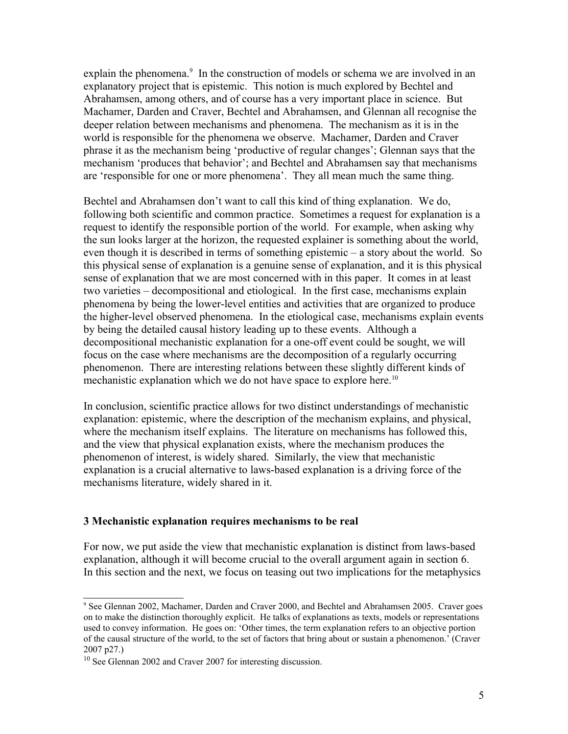explain the phenomena.[9] In the construction of models or schema we are involved in an explanatory project that is epistemic. This notion is much explored by Bechtel and Abrahamsen, among others, and of course has a very important place in science. But Machamer, Darden and Craver, Bechtel and Abrahamsen, and Glennan all recognise the deeper relation between mechanisms and phenomena. The mechanism as it is in the world is responsible for the phenomena we observe. Machamer, Darden and Craver phrase it as the mechanism being 'productive of regular changes'; Glennan says that the mechanism 'produces that behavior'; and Bechtel and Abrahamsen say that mechanisms are 'responsible for one or more phenomena'. They all mean much the same thing.

Bechtel and Abrahamsen don't want to call this kind of thing explanation. We do, following both scientific and common practice. Sometimes a request for explanation is a request to identify the responsible portion of the world. For example, when asking why the sun looks larger at the horizon, the requested explainer is something about the world, even though it is described in terms of something epistemic – a story about the world. So this physical sense of explanation is a genuine sense of explanation, and it is this physical sense of explanation that we are most concerned with in this paper. It comes in at least two varieties – decompositional and etiological. In the first case, mechanisms explain phenomena by being the lower-level entities and activities that are organized to produce the higher-level observed phenomena. In the etiological case, mechanisms explain events by being the detailed causal history leading up to these events. Although a decompositional mechanistic explanation for a one-off event could be sought, we will focus on the case where mechanisms are the decomposition of a regularly occurring phenomenon. There are interesting relations between these slightly different kinds of mechanistic explanation which we do not have space to explore here.[10]

In conclusion, scientific practice allows for two distinct understandings of mechanistic explanation: epistemic, where the description of the mechanism explains, and physical, where the mechanism itself explains. The literature on mechanisms has followed this, and the view that physical explanation exists, where the mechanism produces the phenomenon of interest, is widely shared. Similarly, the view that mechanistic explanation is a crucial alternative to laws-based explanation is a driving force of the mechanisms literature, widely shared in it.

### 3 Mechanistic explanation requires mechanisms to be real

For now, we put aside the view that mechanistic explanation is distinct from laws-based explanation, although it will become crucial to the overall argument again in section 6. In this section and the next, we focus on teasing out two implications for the metaphysics

---

[9] See Glennan 2002, Machamer, Darden and Craver 2000, and Bechtel and Abrahamsen 2005. Craver goes on to make the distinction thoroughly explicit. He talks of explanations as texts, models or representations used to convey information. He goes on: 'Other times, the term explanation refers to an objective portion of the causal structure of the world, to the set of factors that bring about or sustain a phenomenon.' (Craver 2007 p27.)

[10] See Glennan 2002 and Craver 2007 for interesting discussion.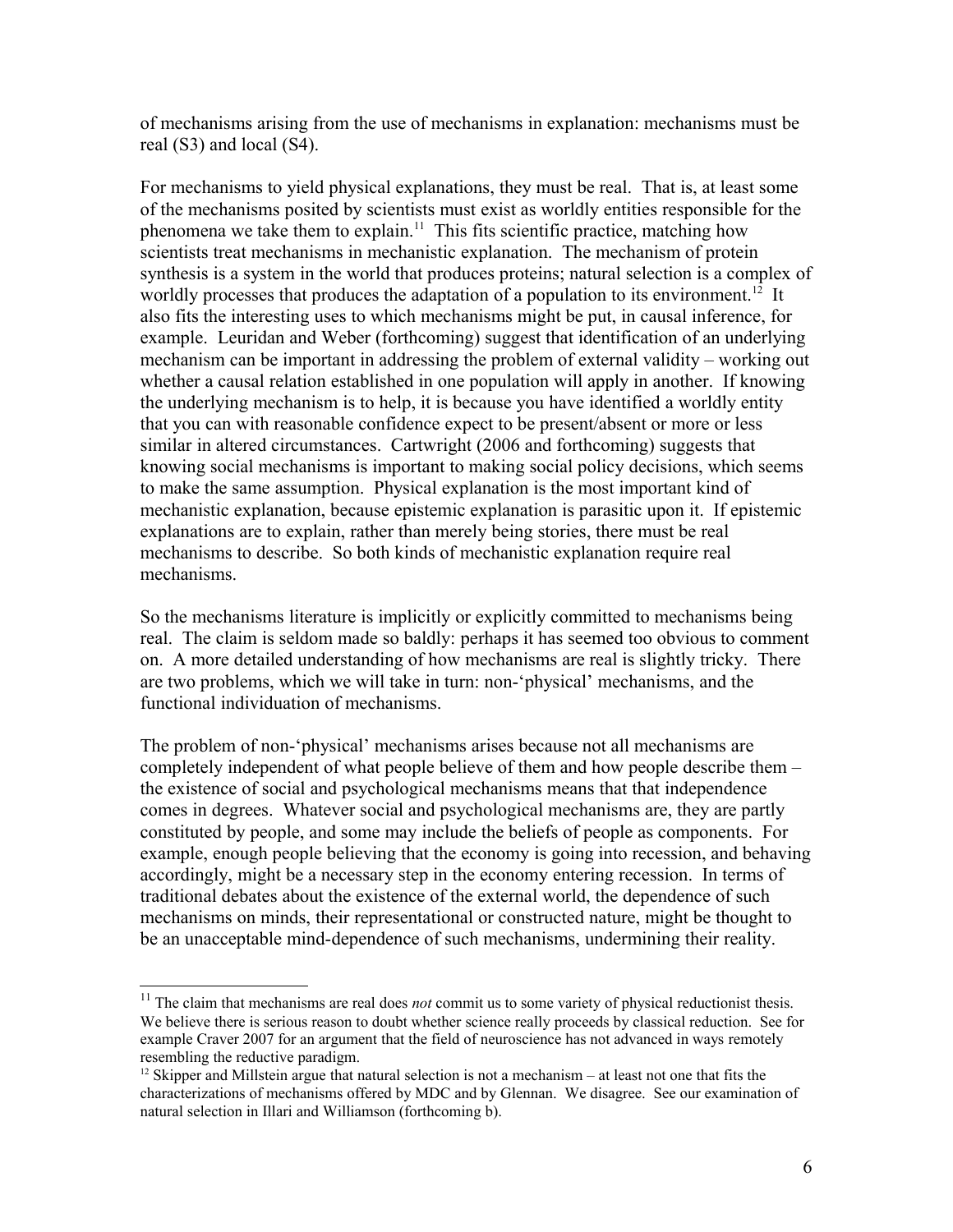of mechanisms arising from the use of mechanisms in explanation: mechanisms must be real (S3) and local (S4).

For mechanisms to yield physical explanations, they must be real. That is, at least some of the mechanisms posited by scientists must exist as worldly entities responsible for the phenomena we take them to explain.[11] This fits scientific practice, matching how scientists treat mechanisms in mechanistic explanation. The mechanism of protein synthesis is a system in the world that produces proteins; natural selection is a complex of worldly processes that produces the adaptation of a population to its environment.[12] It also fits the interesting uses to which mechanisms might be put, in causal inference, for example. Leuridan and Weber (forthcoming) suggest that identification of an underlying mechanism can be important in addressing the problem of external validity – working out whether a causal relation established in one population will apply in another. If knowing the underlying mechanism is to help, it is because you have identified a worldly entity that you can with reasonable confidence expect to be present/absent or more or less similar in altered circumstances. Cartwright (2006 and forthcoming) suggests that knowing social mechanisms is important to making social policy decisions, which seems to make the same assumption. Physical explanation is the most important kind of mechanistic explanation, because epistemic explanation is parasitic upon it. If epistemic explanations are to explain, rather than merely being stories, there must be real mechanisms to describe. So both kinds of mechanistic explanation require real mechanisms.

So the mechanisms literature is implicitly or explicitly committed to mechanisms being real. The claim is seldom made so baldly: perhaps it has seemed too obvious to comment on. A more detailed understanding of how mechanisms are real is slightly tricky. There are two problems, which we will take in turn: non-'physical' mechanisms, and the functional individuation of mechanisms.

The problem of non-'physical' mechanisms arises because not all mechanisms are completely independent of what people believe of them and how people describe them – the existence of social and psychological mechanisms means that that independence comes in degrees. Whatever social and psychological mechanisms are, they are partly constituted by people, and some may include the beliefs of people as components. For example, enough people believing that the economy is going into recession, and behaving accordingly, might be a necessary step in the economy entering recession. In terms of traditional debates about the existence of the external world, the dependence of such mechanisms on minds, their representational or constructed nature, might be thought to be an unacceptable mind-dependence of such mechanisms, undermining their reality.

---

[11] The claim that mechanisms are real does *not* commit us to some variety of physical reductionist thesis. We believe there is serious reason to doubt whether science really proceeds by classical reduction. See for example Craver 2007 for an argument that the field of neuroscience has not advanced in ways remotely resembling the reductive paradigm.

[12] Skipper and Millstein argue that natural selection is not a mechanism – at least not one that fits the characterizations of mechanisms offered by MDC and by Glennan. We disagree. See our examination of natural selection in Illari and Williamson (forthcoming b).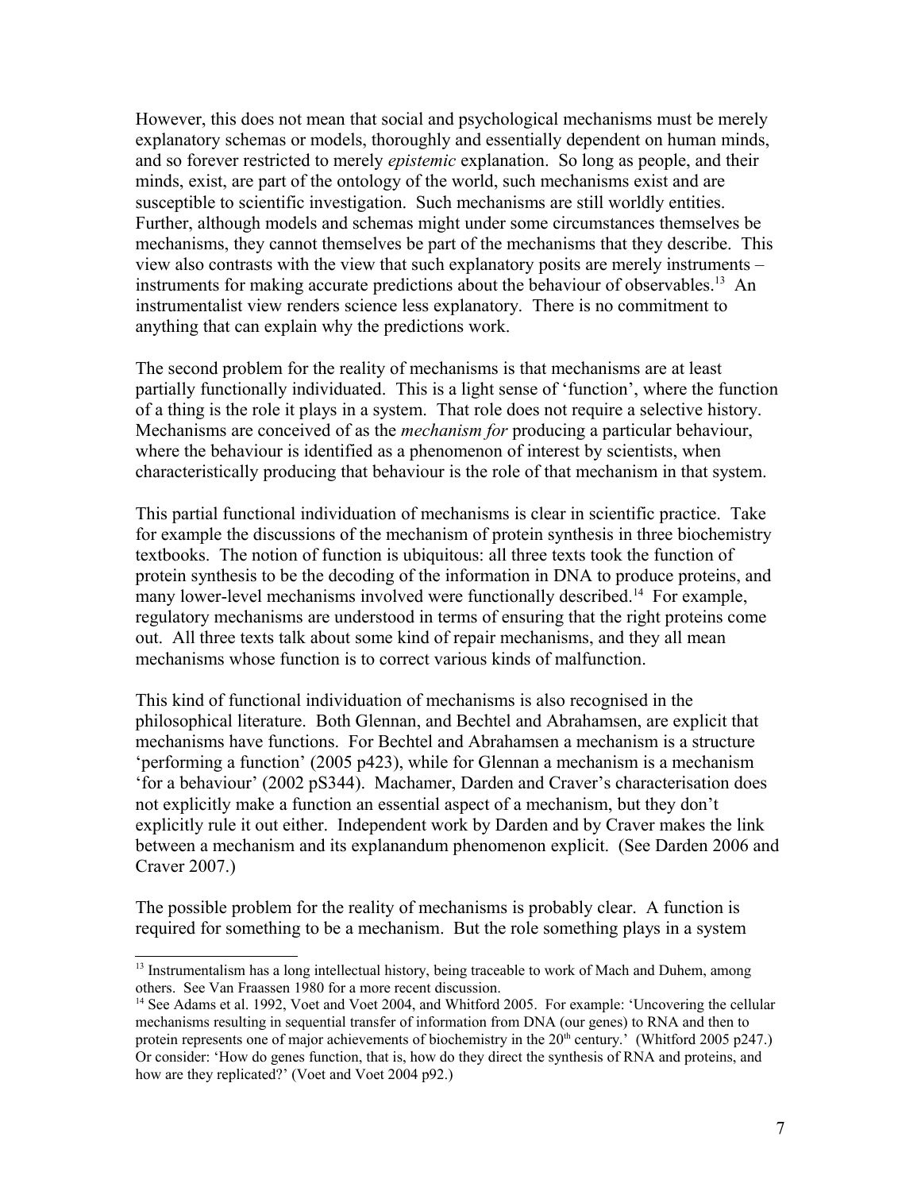However, this does not mean that social and psychological mechanisms must be merely explanatory schemas or models, thoroughly and essentially dependent on human minds, and so forever restricted to merely *epistemic* explanation. So long as people, and their minds, exist, are part of the ontology of the world, such mechanisms exist and are susceptible to scientific investigation. Such mechanisms are still worldly entities. Further, although models and schemas might under some circumstances themselves be mechanisms, they cannot themselves be part of the mechanisms that they describe. This view also contrasts with the view that such explanatory posits are merely instruments – instruments for making accurate predictions about the behaviour of observables.[13] An instrumentalist view renders science less explanatory. There is no commitment to anything that can explain why the predictions work.

The second problem for the reality of mechanisms is that mechanisms are at least partially functionally individuated. This is a light sense of 'function', where the function of a thing is the role it plays in a system. That role does not require a selective history. Mechanisms are conceived of as the *mechanism for* producing a particular behaviour, where the behaviour is identified as a phenomenon of interest by scientists, when characteristically producing that behaviour is the role of that mechanism in that system.

This partial functional individuation of mechanisms is clear in scientific practice. Take for example the discussions of the mechanism of protein synthesis in three biochemistry textbooks. The notion of function is ubiquitous: all three texts took the function of protein synthesis to be the decoding of the information in DNA to produce proteins, and many lower-level mechanisms involved were functionally described.[14] For example, regulatory mechanisms are understood in terms of ensuring that the right proteins come out. All three texts talk about some kind of repair mechanisms, and they all mean mechanisms whose function is to correct various kinds of malfunction.

This kind of functional individuation of mechanisms is also recognised in the philosophical literature. Both Glennan, and Bechtel and Abrahamsen, are explicit that mechanisms have functions. For Bechtel and Abrahamsen a mechanism is a structure 'performing a function' (2005 p423), while for Glennan a mechanism is a mechanism 'for a behaviour' (2002 pS344). Machamer, Darden and Craver's characterisation does not explicitly make a function an essential aspect of a mechanism, but they don't explicitly rule it out either. Independent work by Darden and by Craver makes the link between a mechanism and its explanandum phenomenon explicit. (See Darden 2006 and Craver 2007.)

The possible problem for the reality of mechanisms is probably clear. A function is required for something to be a mechanism. But the role something plays in a system

---

[13] Instrumentalism has a long intellectual history, being traceable to work of Mach and Duhem, among others. See Van Fraassen 1980 for a more recent discussion.

[14] See Adams et al. 1992, Voet and Voet 2004, and Whitford 2005. For example: 'Uncovering the cellular mechanisms resulting in sequential transfer of information from DNA (our genes) to RNA and then to protein represents one of major achievements of biochemistry in the 20th century.' (Whitford 2005 p247.) Or consider: 'How do genes function, that is, how do they direct the synthesis of RNA and proteins, and how are they replicated?' (Voet and Voet 2004 p92.)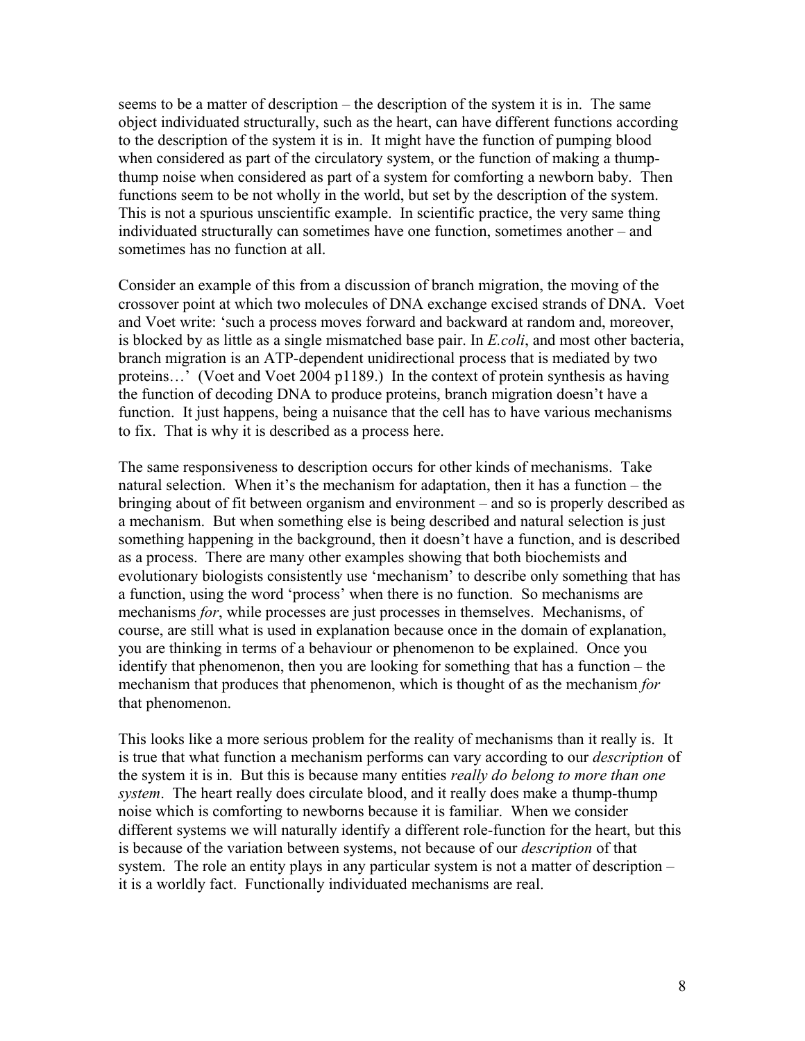seems to be a matter of description – the description of the system it is in. The same object individuated structurally, such as the heart, can have different functions according to the description of the system it is in. It might have the function of pumping blood when considered as part of the circulatory system, or the function of making a thump-thump noise when considered as part of a system for comforting a newborn baby. Then functions seem to be not wholly in the world, but set by the description of the system. This is not a spurious unscientific example. In scientific practice, the very same thing individuated structurally can sometimes have one function, sometimes another – and sometimes has no function at all.

Consider an example of this from a discussion of branch migration, the moving of the crossover point at which two molecules of DNA exchange excised strands of DNA. Voet and Voet write: 'such a process moves forward and backward at random and, moreover, is blocked by as little as a single mismatched base pair. In *E.coli*, and most other bacteria, branch migration is an ATP-dependent unidirectional process that is mediated by two proteins…' (Voet and Voet 2004 p1189.) In the context of protein synthesis as having the function of decoding DNA to produce proteins, branch migration doesn't have a function. It just happens, being a nuisance that the cell has to have various mechanisms to fix. That is why it is described as a process here.

The same responsiveness to description occurs for other kinds of mechanisms. Take natural selection. When it's the mechanism for adaptation, then it has a function – the bringing about of fit between organism and environment – and so is properly described as a mechanism. But when something else is being described and natural selection is just something happening in the background, then it doesn't have a function, and is described as a process. There are many other examples showing that both biochemists and evolutionary biologists consistently use 'mechanism' to describe only something that has a function, using the word 'process' when there is no function. So mechanisms are mechanisms *for*, while processes are just processes in themselves. Mechanisms, of course, are still what is used in explanation because once in the domain of explanation, you are thinking in terms of a behaviour or phenomenon to be explained. Once you identify that phenomenon, then you are looking for something that has a function – the mechanism that produces that phenomenon, which is thought of as the mechanism *for* that phenomenon.

This looks like a more serious problem for the reality of mechanisms than it really is. It is true that what function a mechanism performs can vary according to our *description* of the system it is in. But this is because many entities *really do belong to more than one system*. The heart really does circulate blood, and it really does make a thump-thump noise which is comforting to newborns because it is familiar. When we consider different systems we will naturally identify a different role-function for the heart, but this is because of the variation between systems, not because of our *description* of that system. The role an entity plays in any particular system is not a matter of description – it is a worldly fact. Functionally individuated mechanisms are real.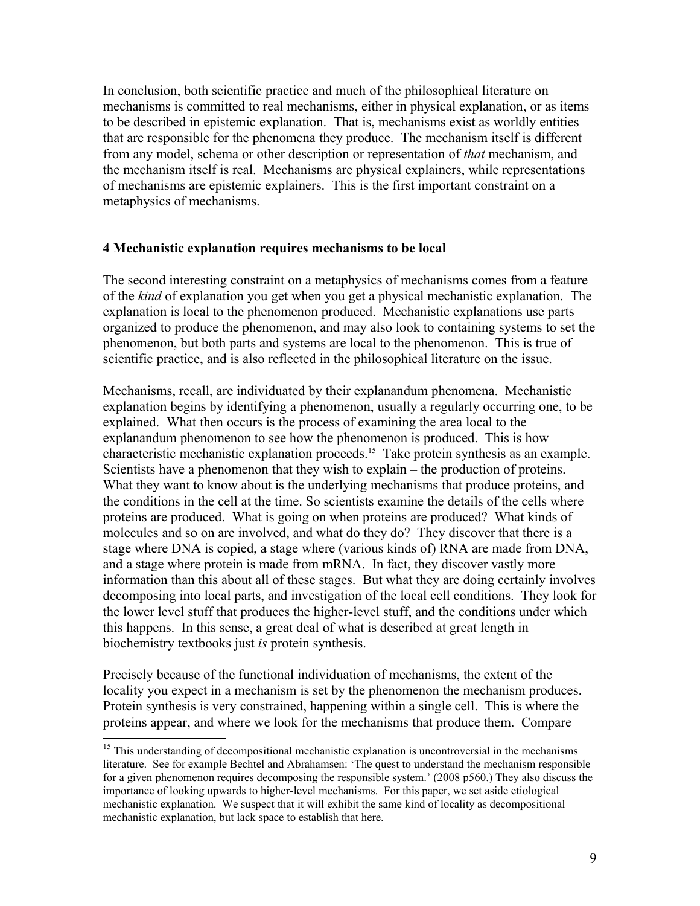In conclusion, both scientific practice and much of the philosophical literature on mechanisms is committed to real mechanisms, either in physical explanation, or as items to be described in epistemic explanation. That is, mechanisms exist as worldly entities that are responsible for the phenomena they produce. The mechanism itself is different from any model, schema or other description or representation of *that* mechanism, and the mechanism itself is real. Mechanisms are physical explainers, while representations of mechanisms are epistemic explainers. This is the first important constraint on a metaphysics of mechanisms.

## 4 Mechanistic explanation requires mechanisms to be local

The second interesting constraint on a metaphysics of mechanisms comes from a feature of the *kind* of explanation you get when you get a physical mechanistic explanation. The explanation is local to the phenomenon produced. Mechanistic explanations use parts organized to produce the phenomenon, and may also look to containing systems to set the phenomenon, but both parts and systems are local to the phenomenon. This is true of scientific practice, and is also reflected in the philosophical literature on the issue.

Mechanisms, recall, are individuated by their explanandum phenomena. Mechanistic explanation begins by identifying a phenomenon, usually a regularly occurring one, to be explained. What then occurs is the process of examining the area local to the explanandum phenomenon to see how the phenomenon is produced. This is how characteristic mechanistic explanation proceeds.[15] Take protein synthesis as an example. Scientists have a phenomenon that they wish to explain – the production of proteins. What they want to know about is the underlying mechanisms that produce proteins, and the conditions in the cell at the time. So scientists examine the details of the cells where proteins are produced. What is going on when proteins are produced? What kinds of molecules and so on are involved, and what do they do? They discover that there is a stage where DNA is copied, a stage where (various kinds of) RNA are made from DNA, and a stage where protein is made from mRNA. In fact, they discover vastly more information than this about all of these stages. But what they are doing certainly involves decomposing into local parts, and investigation of the local cell conditions. They look for the lower level stuff that produces the higher-level stuff, and the conditions under which this happens. In this sense, a great deal of what is described at great length in biochemistry textbooks just *is* protein synthesis.

Precisely because of the functional individuation of mechanisms, the extent of the locality you expect in a mechanism is set by the phenomenon the mechanism produces. Protein synthesis is very constrained, happening within a single cell. This is where the proteins appear, and where we look for the mechanisms that produce them. Compare

[15] This understanding of decompositional mechanistic explanation is uncontroversial in the mechanisms literature. See for example Bechtel and Abrahamsen: 'The quest to understand the mechanism responsible for a given phenomenon requires decomposing the responsible system.' (2008 p560.) They also discuss the importance of looking upwards to higher-level mechanisms. For this paper, we set aside etiological mechanistic explanation. We suspect that it will exhibit the same kind of locality as decompositional mechanistic explanation, but lack space to establish that here.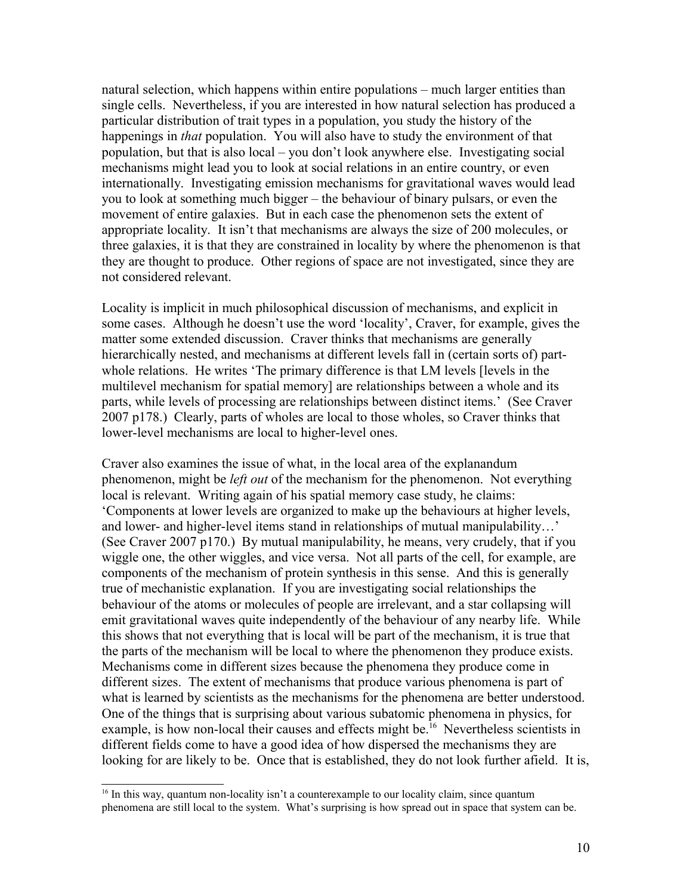natural selection, which happens within entire populations – much larger entities than single cells. Nevertheless, if you are interested in how natural selection has produced a particular distribution of trait types in a population, you study the history of the happenings in *that* population. You will also have to study the environment of that population, but that is also local – you don't look anywhere else. Investigating social mechanisms might lead you to look at social relations in an entire country, or even internationally. Investigating emission mechanisms for gravitational waves would lead you to look at something much bigger – the behaviour of binary pulsars, or even the movement of entire galaxies. But in each case the phenomenon sets the extent of appropriate locality. It isn't that mechanisms are always the size of 200 molecules, or three galaxies, it is that they are constrained in locality by where the phenomenon is that they are thought to produce. Other regions of space are not investigated, since they are not considered relevant.

Locality is implicit in much philosophical discussion of mechanisms, and explicit in some cases. Although he doesn't use the word 'locality', Craver, for example, gives the matter some extended discussion. Craver thinks that mechanisms are generally hierarchically nested, and mechanisms at different levels fall in (certain sorts of) part-whole relations. He writes 'The primary difference is that LM levels [levels in the multilevel mechanism for spatial memory] are relationships between a whole and its parts, while levels of processing are relationships between distinct items.' (See Craver 2007 p178.) Clearly, parts of wholes are local to those wholes, so Craver thinks that lower-level mechanisms are local to higher-level ones.

Craver also examines the issue of what, in the local area of the explanandum phenomenon, might be *left out* of the mechanism for the phenomenon. Not everything local is relevant. Writing again of his spatial memory case study, he claims: 'Components at lower levels are organized to make up the behaviours at higher levels, and lower- and higher-level items stand in relationships of mutual manipulability…' (See Craver 2007 p170.) By mutual manipulability, he means, very crudely, that if you wiggle one, the other wiggles, and vice versa. Not all parts of the cell, for example, are components of the mechanism of protein synthesis in this sense. And this is generally true of mechanistic explanation. If you are investigating social relationships the behaviour of the atoms or molecules of people are irrelevant, and a star collapsing will emit gravitational waves quite independently of the behaviour of any nearby life. While this shows that not everything that is local will be part of the mechanism, it is true that the parts of the mechanism will be local to where the phenomenon they produce exists. Mechanisms come in different sizes because the phenomena they produce come in different sizes. The extent of mechanisms that produce various phenomena is part of what is learned by scientists as the mechanisms for the phenomena are better understood. One of the things that is surprising about various subatomic phenomena in physics, for example, is how non-local their causes and effects might be.[16] Nevertheless scientists in different fields come to have a good idea of how dispersed the mechanisms they are looking for are likely to be. Once that is established, they do not look further afield. It is,

[16] In this way, quantum non-locality isn't a counterexample to our locality claim, since quantum phenomena are still local to the system. What's surprising is how spread out in space that system can be.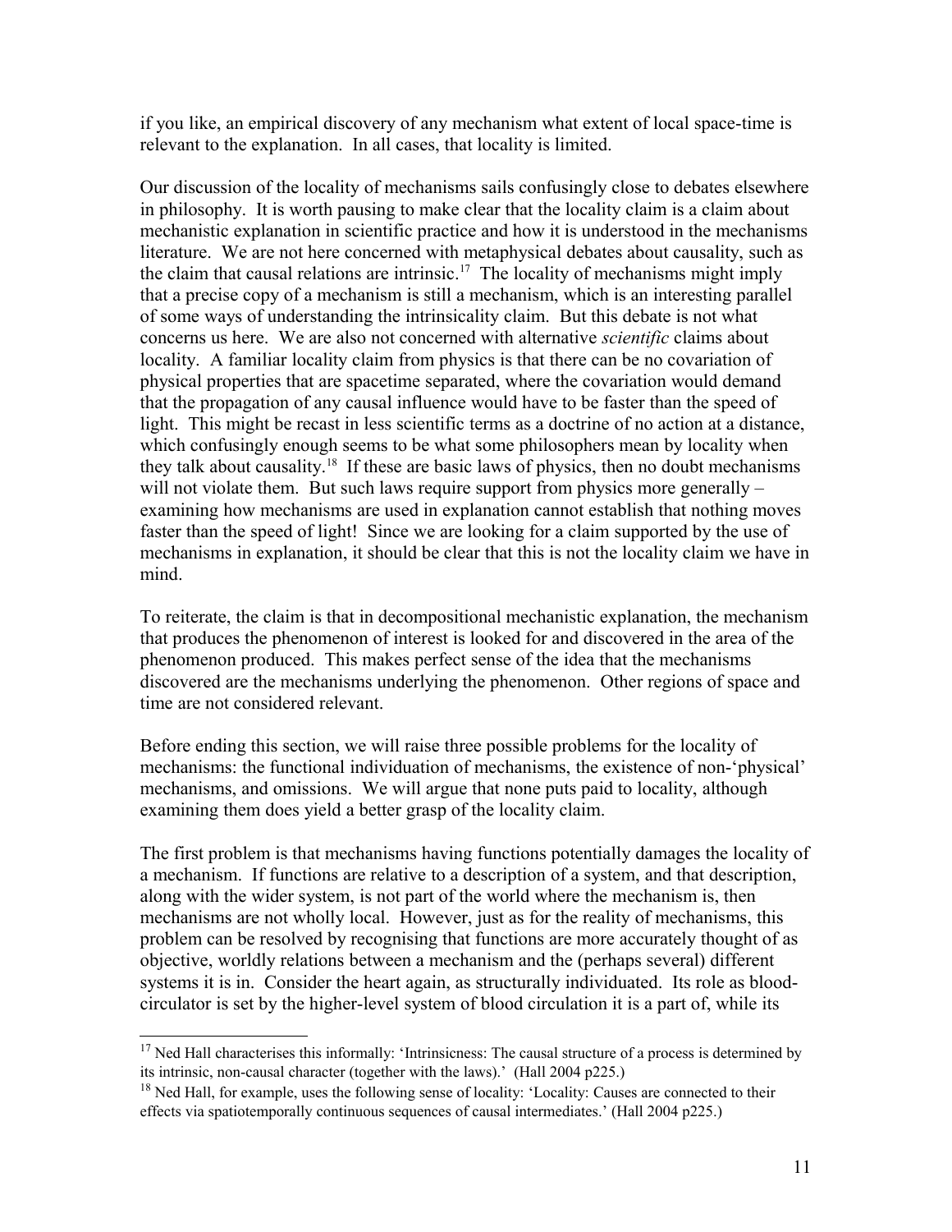if you like, an empirical discovery of any mechanism what extent of local space-time is relevant to the explanation. In all cases, that locality is limited.

Our discussion of the locality of mechanisms sails confusingly close to debates elsewhere in philosophy. It is worth pausing to make clear that the locality claim is a claim about mechanistic explanation in scientific practice and how it is understood in the mechanisms literature. We are not here concerned with metaphysical debates about causality, such as the claim that causal relations are intrinsic.[17] The locality of mechanisms might imply that a precise copy of a mechanism is still a mechanism, which is an interesting parallel of some ways of understanding the intrinsicality claim. But this debate is not what concerns us here. We are also not concerned with alternative *scientific* claims about locality. A familiar locality claim from physics is that there can be no covariation of physical properties that are spacetime separated, where the covariation would demand that the propagation of any causal influence would have to be faster than the speed of light. This might be recast in less scientific terms as a doctrine of no action at a distance, which confusingly enough seems to be what some philosophers mean by locality when they talk about causality.[18] If these are basic laws of physics, then no doubt mechanisms will not violate them. But such laws require support from physics more generally – examining how mechanisms are used in explanation cannot establish that nothing moves faster than the speed of light! Since we are looking for a claim supported by the use of mechanisms in explanation, it should be clear that this is not the locality claim we have in mind.

To reiterate, the claim is that in decompositional mechanistic explanation, the mechanism that produces the phenomenon of interest is looked for and discovered in the area of the phenomenon produced. This makes perfect sense of the idea that the mechanisms discovered are the mechanisms underlying the phenomenon. Other regions of space and time are not considered relevant.

Before ending this section, we will raise three possible problems for the locality of mechanisms: the functional individuation of mechanisms, the existence of non-'physical' mechanisms, and omissions. We will argue that none puts paid to locality, although examining them does yield a better grasp of the locality claim.

The first problem is that mechanisms having functions potentially damages the locality of a mechanism. If functions are relative to a description of a system, and that description, along with the wider system, is not part of the world where the mechanism is, then mechanisms are not wholly local. However, just as for the reality of mechanisms, this problem can be resolved by recognising that functions are more accurately thought of as objective, worldly relations between a mechanism and the (perhaps several) different systems it is in. Consider the heart again, as structurally individuated. Its role as blood-circulator is set by the higher-level system of blood circulation it is a part of, while its

[17] Ned Hall characterises this informally: 'Intrinsicness: The causal structure of a process is determined by its intrinsic, non-causal character (together with the laws).' (Hall 2004 p225.)

[18] Ned Hall, for example, uses the following sense of locality: 'Locality: Causes are connected to their effects via spatiotemporally continuous sequences of causal intermediates.' (Hall 2004 p225.)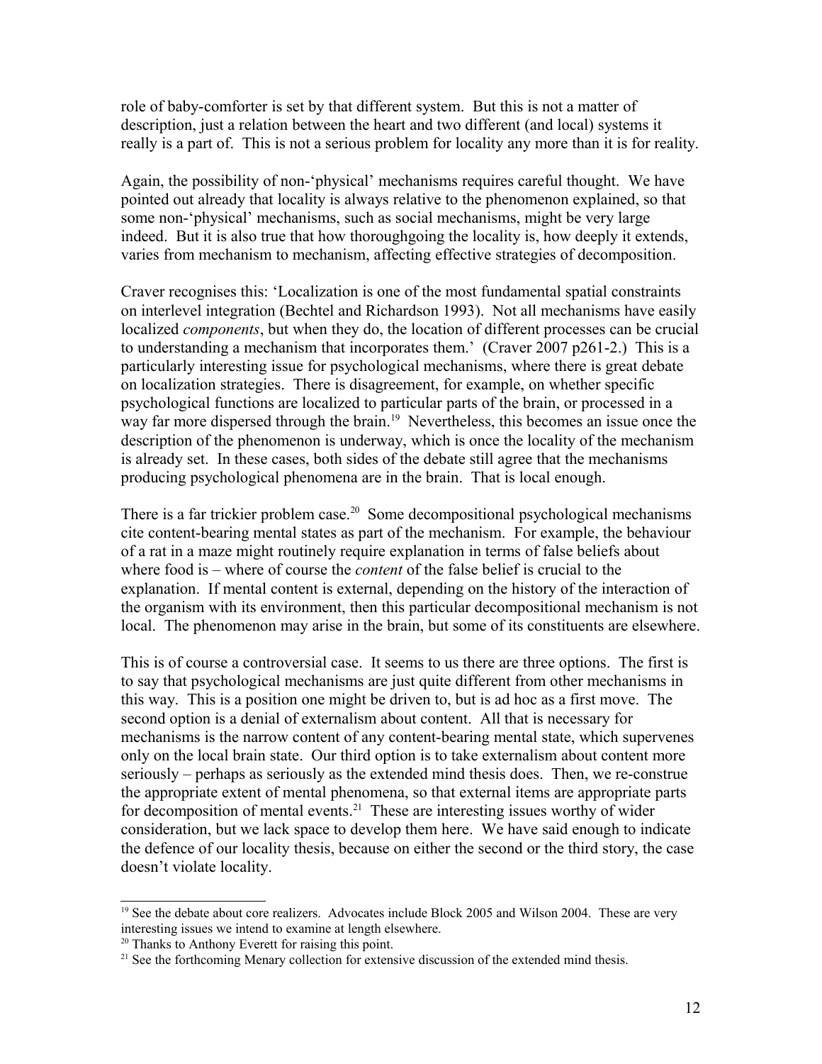role of baby-comforter is set by that different system. But this is not a matter of description, just a relation between the heart and two different (and local) systems it really is a part of. This is not a serious problem for locality any more than it is for reality.

Again, the possibility of non-'physical' mechanisms requires careful thought. We have pointed out already that locality is always relative to the phenomenon explained, so that some non-'physical' mechanisms, such as social mechanisms, might be very large indeed. But it is also true that how thoroughgoing the locality is, how deeply it extends, varies from mechanism to mechanism, affecting effective strategies of decomposition.

Craver recognises this: 'Localization is one of the most fundamental spatial constraints on interlevel integration (Bechtel and Richardson 1993). Not all mechanisms have easily localized *components*, but when they do, the location of different processes can be crucial to understanding a mechanism that incorporates them.' (Craver 2007 p261-2.) This is a particularly interesting issue for psychological mechanisms, where there is great debate on localization strategies. There is disagreement, for example, on whether specific psychological functions are localized to particular parts of the brain, or processed in a way far more dispersed through the brain.[19] Nevertheless, this becomes an issue once the description of the phenomenon is underway, which is once the locality of the mechanism is already set. In these cases, both sides of the debate still agree that the mechanisms producing psychological phenomena are in the brain. That is local enough.

There is a far trickier problem case.[20] Some decompositional psychological mechanisms cite content-bearing mental states as part of the mechanism. For example, the behaviour of a rat in a maze might routinely require explanation in terms of false beliefs about where food is – where of course the *content* of the false belief is crucial to the explanation. If mental content is external, depending on the history of the interaction of the organism with its environment, then this particular decompositional mechanism is not local. The phenomenon may arise in the brain, but some of its constituents are elsewhere.

This is of course a controversial case. It seems to us there are three options. The first is to say that psychological mechanisms are just quite different from other mechanisms in this way. This is a position one might be driven to, but is ad hoc as a first move. The second option is a denial of externalism about content. All that is necessary for mechanisms is the narrow content of any content-bearing mental state, which supervenes only on the local brain state. Our third option is to take externalism about content more seriously – perhaps as seriously as the extended mind thesis does. Then, we re-construe the appropriate extent of mental phenomena, so that external items are appropriate parts for decomposition of mental events.[21] These are interesting issues worthy of wider consideration, but we lack space to develop them here. We have said enough to indicate the defence of our locality thesis, because on either the second or the third story, the case doesn't violate locality.

---

[19] See the debate about core realizers. Advocates include Block 2005 and Wilson 2004. These are very interesting issues we intend to examine at length elsewhere.

[20] Thanks to Anthony Everett for raising this point.

[21] See the forthcoming Menary collection for extensive discussion of the extended mind thesis.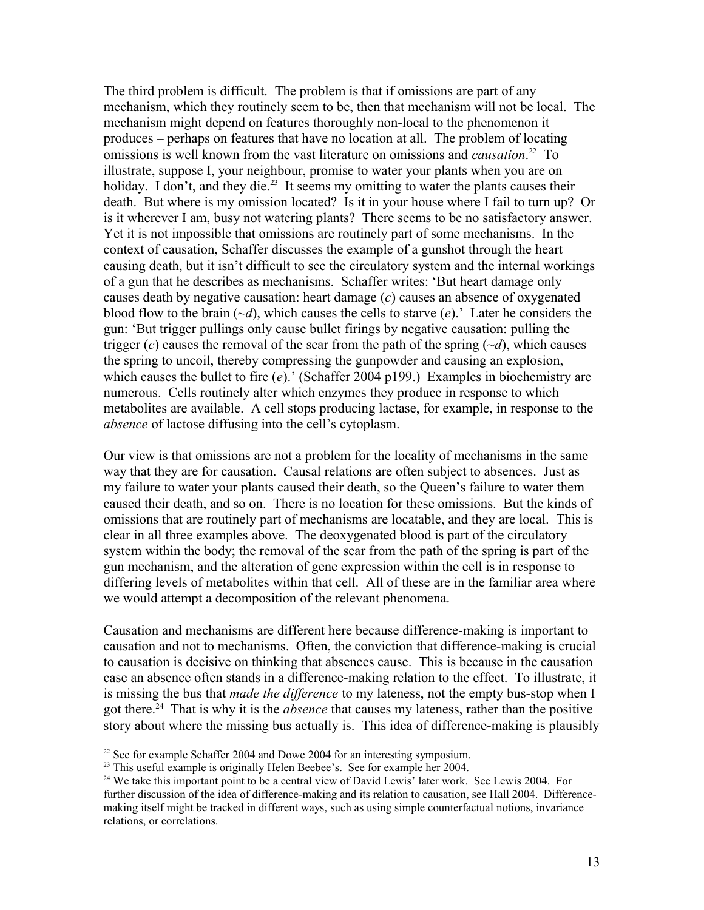The third problem is difficult. The problem is that if omissions are part of any mechanism, which they routinely seem to be, then that mechanism will not be local. The mechanism might depend on features thoroughly non-local to the phenomenon it produces – perhaps on features that have no location at all. The problem of locating omissions is well known from the vast literature on omissions and *causation*.[22] To illustrate, suppose I, your neighbour, promise to water your plants when you are on holiday. I don't, and they die.[23] It seems my omitting to water the plants causes their death. But where is my omission located? Is it in your house where I fail to turn up? Or is it wherever I am, busy not watering plants? There seems to be no satisfactory answer. Yet it is not impossible that omissions are routinely part of some mechanisms. In the context of causation, Schaffer discusses the example of a gunshot through the heart causing death, but it isn't difficult to see the circulatory system and the internal workings of a gun that he describes as mechanisms. Schaffer writes: 'But heart damage only causes death by negative causation: heart damage (*c*) causes an absence of oxygenated blood flow to the brain (~*d*), which causes the cells to starve (*e*).' Later he considers the gun: 'But trigger pullings only cause bullet firings by negative causation: pulling the trigger (*c*) causes the removal of the sear from the path of the spring (~*d*), which causes the spring to uncoil, thereby compressing the gunpowder and causing an explosion, which causes the bullet to fire (*e*).' (Schaffer 2004 p199.) Examples in biochemistry are numerous. Cells routinely alter which enzymes they produce in response to which metabolites are available. A cell stops producing lactase, for example, in response to the *absence* of lactose diffusing into the cell's cytoplasm.

Our view is that omissions are not a problem for the locality of mechanisms in the same way that they are for causation. Causal relations are often subject to absences. Just as my failure to water your plants caused their death, so the Queen's failure to water them caused their death, and so on. There is no location for these omissions. But the kinds of omissions that are routinely part of mechanisms are locatable, and they are local. This is clear in all three examples above. The deoxygenated blood is part of the circulatory system within the body; the removal of the sear from the path of the spring is part of the gun mechanism, and the alteration of gene expression within the cell is in response to differing levels of metabolites within that cell. All of these are in the familiar area where we would attempt a decomposition of the relevant phenomena.

Causation and mechanisms are different here because difference-making is important to causation and not to mechanisms. Often, the conviction that difference-making is crucial to causation is decisive on thinking that absences cause. This is because in the causation case an absence often stands in a difference-making relation to the effect. To illustrate, it is missing the bus that *made the difference* to my lateness, not the empty bus-stop when I got there.[24] That is why it is the *absence* that causes my lateness, rather than the positive story about where the missing bus actually is. This idea of difference-making is plausibly

---

[22] See for example Schaffer 2004 and Dowe 2004 for an interesting symposium.

[23] This useful example is originally Helen Beebee's. See for example her 2004.

[24] We take this important point to be a central view of David Lewis' later work. See Lewis 2004. For further discussion of the idea of difference-making and its relation to causation, see Hall 2004. Difference-making itself might be tracked in different ways, such as using simple counterfactual notions, invariance relations, or correlations.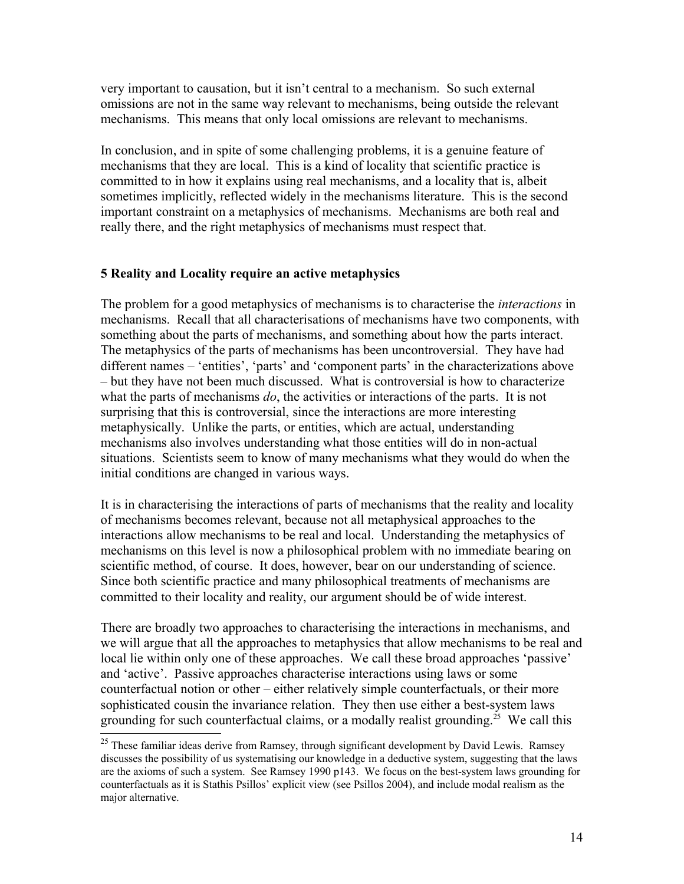very important to causation, but it isn't central to a mechanism. So such external omissions are not in the same way relevant to mechanisms, being outside the relevant mechanisms. This means that only local omissions are relevant to mechanisms.

In conclusion, and in spite of some challenging problems, it is a genuine feature of mechanisms that they are local. This is a kind of locality that scientific practice is committed to in how it explains using real mechanisms, and a locality that is, albeit sometimes implicitly, reflected widely in the mechanisms literature. This is the second important constraint on a metaphysics of mechanisms. Mechanisms are both real and really there, and the right metaphysics of mechanisms must respect that.

## 5 Reality and Locality require an active metaphysics

The problem for a good metaphysics of mechanisms is to characterise the *interactions* in mechanisms. Recall that all characterisations of mechanisms have two components, with something about the parts of mechanisms, and something about how the parts interact. The metaphysics of the parts of mechanisms has been uncontroversial. They have had different names – 'entities', 'parts' and 'component parts' in the characterizations above – but they have not been much discussed. What is controversial is how to characterize what the parts of mechanisms *do*, the activities or interactions of the parts. It is not surprising that this is controversial, since the interactions are more interesting metaphysically. Unlike the parts, or entities, which are actual, understanding mechanisms also involves understanding what those entities will do in non-actual situations. Scientists seem to know of many mechanisms what they would do when the initial conditions are changed in various ways.

It is in characterising the interactions of parts of mechanisms that the reality and locality of mechanisms becomes relevant, because not all metaphysical approaches to the interactions allow mechanisms to be real and local. Understanding the metaphysics of mechanisms on this level is now a philosophical problem with no immediate bearing on scientific method, of course. It does, however, bear on our understanding of science. Since both scientific practice and many philosophical treatments of mechanisms are committed to their locality and reality, our argument should be of wide interest.

There are broadly two approaches to characterising the interactions in mechanisms, and we will argue that all the approaches to metaphysics that allow mechanisms to be real and local lie within only one of these approaches. We call these broad approaches 'passive' and 'active'. Passive approaches characterise interactions using laws or some counterfactual notion or other – either relatively simple counterfactuals, or their more sophisticated cousin the invariance relation. They then use either a best-system laws grounding for such counterfactual claims, or a modally realist grounding.[25] We call this

---

[25] These familiar ideas derive from Ramsey, through significant development by David Lewis. Ramsey discusses the possibility of us systematising our knowledge in a deductive system, suggesting that the laws are the axioms of such a system. See Ramsey 1990 p143. We focus on the best-system laws grounding for counterfactuals as it is Stathis Psillos' explicit view (see Psillos 2004), and include modal realism as the major alternative.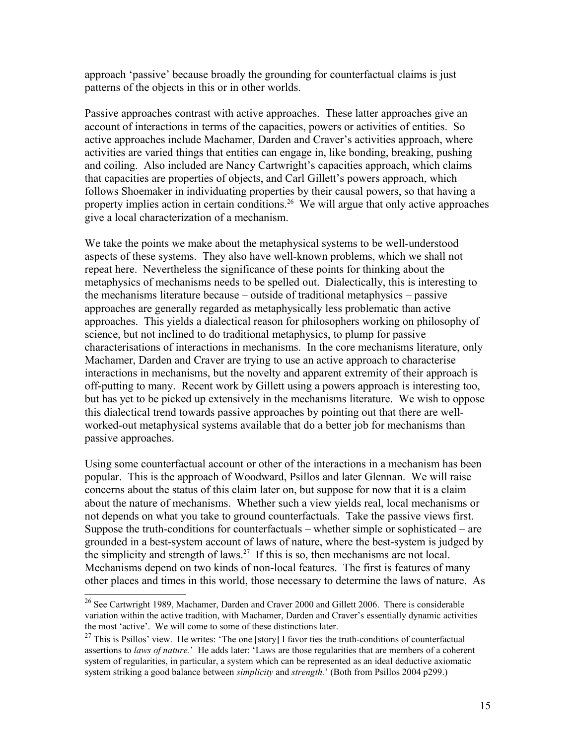approach 'passive' because broadly the grounding for counterfactual claims is just patterns of the objects in this or in other worlds.

Passive approaches contrast with active approaches. These latter approaches give an account of interactions in terms of the capacities, powers or activities of entities. So active approaches include Machamer, Darden and Craver's activities approach, where activities are varied things that entities can engage in, like bonding, breaking, pushing and coiling. Also included are Nancy Cartwright's capacities approach, which claims that capacities are properties of objects, and Carl Gillett's powers approach, which follows Shoemaker in individuating properties by their causal powers, so that having a property implies action in certain conditions.[26] We will argue that only active approaches give a local characterization of a mechanism.

We take the points we make about the metaphysical systems to be well-understood aspects of these systems. They also have well-known problems, which we shall not repeat here. Nevertheless the significance of these points for thinking about the metaphysics of mechanisms needs to be spelled out. Dialectically, this is interesting to the mechanisms literature because – outside of traditional metaphysics – passive approaches are generally regarded as metaphysically less problematic than active approaches. This yields a dialectical reason for philosophers working on philosophy of science, but not inclined to do traditional metaphysics, to plump for passive characterisations of interactions in mechanisms. In the core mechanisms literature, only Machamer, Darden and Craver are trying to use an active approach to characterise interactions in mechanisms, but the novelty and apparent extremity of their approach is off-putting to many. Recent work by Gillett using a powers approach is interesting too, but has yet to be picked up extensively in the mechanisms literature. We wish to oppose this dialectical trend towards passive approaches by pointing out that there are well-worked-out metaphysical systems available that do a better job for mechanisms than passive approaches.

Using some counterfactual account or other of the interactions in a mechanism has been popular. This is the approach of Woodward, Psillos and later Glennan. We will raise concerns about the status of this claim later on, but suppose for now that it is a claim about the nature of mechanisms. Whether such a view yields real, local mechanisms or not depends on what you take to ground counterfactuals. Take the passive views first. Suppose the truth-conditions for counterfactuals – whether simple or sophisticated – are grounded in a best-system account of laws of nature, where the best-system is judged by the simplicity and strength of laws.[27] If this is so, then mechanisms are not local. Mechanisms depend on two kinds of non-local features. The first is features of many other places and times in this world, those necessary to determine the laws of nature. As

[26] See Cartwright 1989, Machamer, Darden and Craver 2000 and Gillett 2006. There is considerable variation within the active tradition, with Machamer, Darden and Craver's essentially dynamic activities the most 'active'. We will come to some of these distinctions later.

[27] This is Psillos' view. He writes: 'The one [story] I favor ties the truth-conditions of counterfactual assertions to *laws of nature.*' He adds later: 'Laws are those regularities that are members of a coherent system of regularities, in particular, a system which can be represented as an ideal deductive axiomatic system striking a good balance between *simplicity* and *strength.*' (Both from Psillos 2004 p299.)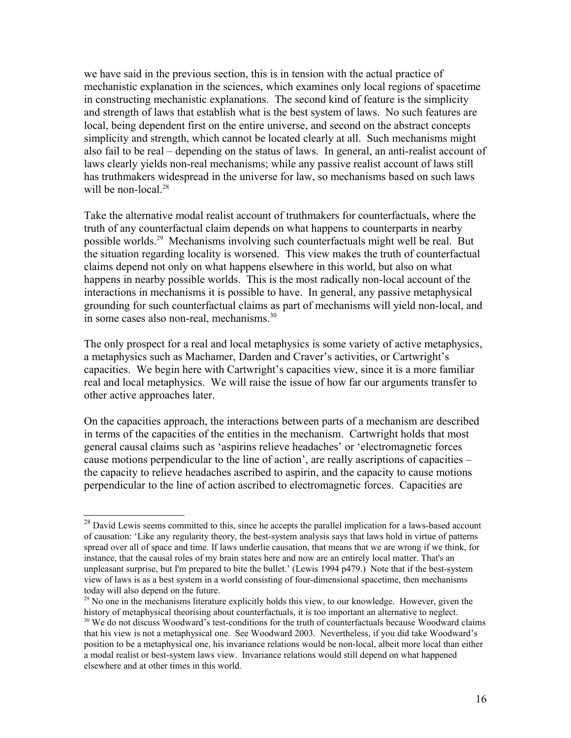we have said in the previous section, this is in tension with the actual practice of mechanistic explanation in the sciences, which examines only local regions of spacetime in constructing mechanistic explanations. The second kind of feature is the simplicity and strength of laws that establish what is the best system of laws. No such features are local, being dependent first on the entire universe, and second on the abstract concepts simplicity and strength, which cannot be located clearly at all. Such mechanisms might also fail to be real – depending on the status of laws. In general, an anti-realist account of laws clearly yields non-real mechanisms; while any passive realist account of laws still has truthmakers widespread in the universe for law, so mechanisms based on such laws will be non-local.[28]

Take the alternative modal realist account of truthmakers for counterfactuals, where the truth of any counterfactual claim depends on what happens to counterparts in nearby possible worlds.[29] Mechanisms involving such counterfactuals might well be real. But the situation regarding locality is worsened. This view makes the truth of counterfactual claims depend not only on what happens elsewhere in this world, but also on what happens in nearby possible worlds. This is the most radically non-local account of the interactions in mechanisms it is possible to have. In general, any passive metaphysical grounding for such counterfactual claims as part of mechanisms will yield non-local, and in some cases also non-real, mechanisms.[30]

The only prospect for a real and local metaphysics is some variety of active metaphysics, a metaphysics such as Machamer, Darden and Craver's activities, or Cartwright's capacities. We begin here with Cartwright's capacities view, since it is a more familiar real and local metaphysics. We will raise the issue of how far our arguments transfer to other active approaches later.

On the capacities approach, the interactions between parts of a mechanism are described in terms of the capacities of the entities in the mechanism. Cartwright holds that most general causal claims such as 'aspirins relieve headaches' or 'electromagnetic forces cause motions perpendicular to the line of action', are really ascriptions of capacities – the capacity to relieve headaches ascribed to aspirin, and the capacity to cause motions perpendicular to the line of action ascribed to electromagnetic forces. Capacities are

---

[28] David Lewis seems committed to this, since he accepts the parallel implication for a laws-based account of causation: 'Like any regularity theory, the best-system analysis says that laws hold in virtue of patterns spread over all of space and time. If laws underlie causation, that means that we are wrong if we think, for instance, that the causal roles of my brain states here and now are an entirely local matter. That's an unpleasant surprise, but I'm prepared to bite the bullet.' (Lewis 1994 p479.) Note that if the best-system view of laws is as a best system in a world consisting of four-dimensional spacetime, then mechanisms today will also depend on the future.

[29] No one in the mechanisms literature explicitly holds this view, to our knowledge. However, given the history of metaphysical theorising about counterfactuals, it is too important an alternative to neglect.

[30] We do not discuss Woodward's test-conditions for the truth of counterfactuals because Woodward claims that his view is not a metaphysical one. See Woodward 2003. Nevertheless, if you did take Woodward's position to be a metaphysical one, his invariance relations would be non-local, albeit more local than either a modal realist or best-system laws view. Invariance relations would still depend on what happened elsewhere and at other times in this world.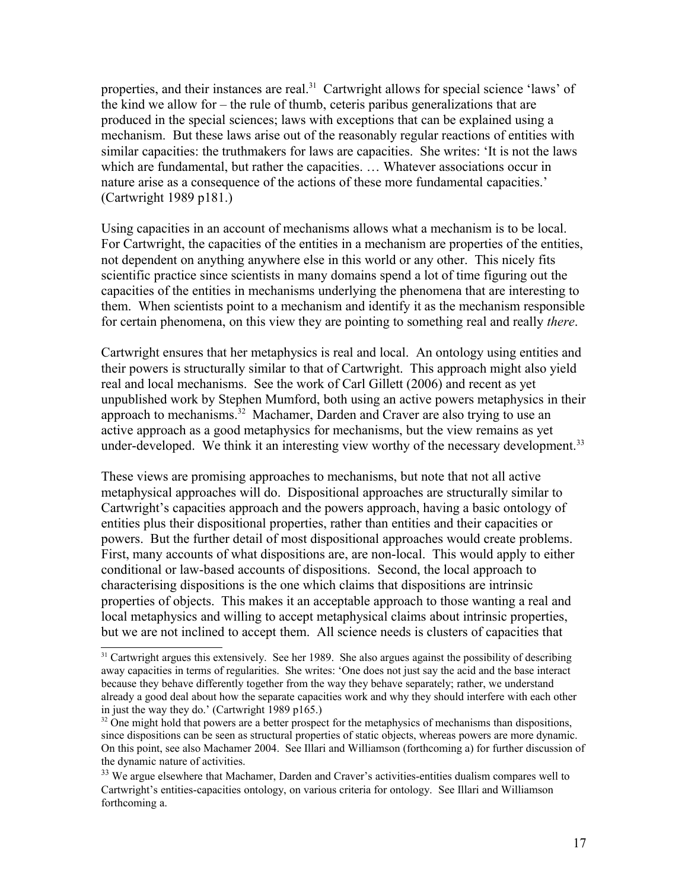properties, and their instances are real.[31] Cartwright allows for special science 'laws' of the kind we allow for – the rule of thumb, ceteris paribus generalizations that are produced in the special sciences; laws with exceptions that can be explained using a mechanism. But these laws arise out of the reasonably regular reactions of entities with similar capacities: the truthmakers for laws are capacities. She writes: 'It is not the laws which are fundamental, but rather the capacities. … Whatever associations occur in nature arise as a consequence of the actions of these more fundamental capacities.' (Cartwright 1989 p181.)

Using capacities in an account of mechanisms allows what a mechanism is to be local. For Cartwright, the capacities of the entities in a mechanism are properties of the entities, not dependent on anything anywhere else in this world or any other. This nicely fits scientific practice since scientists in many domains spend a lot of time figuring out the capacities of the entities in mechanisms underlying the phenomena that are interesting to them. When scientists point to a mechanism and identify it as the mechanism responsible for certain phenomena, on this view they are pointing to something real and really *there*.

Cartwright ensures that her metaphysics is real and local. An ontology using entities and their powers is structurally similar to that of Cartwright. This approach might also yield real and local mechanisms. See the work of Carl Gillett (2006) and recent as yet unpublished work by Stephen Mumford, both using an active powers metaphysics in their approach to mechanisms.[32] Machamer, Darden and Craver are also trying to use an active approach as a good metaphysics for mechanisms, but the view remains as yet under-developed. We think it an interesting view worthy of the necessary development.[33]

These views are promising approaches to mechanisms, but note that not all active metaphysical approaches will do. Dispositional approaches are structurally similar to Cartwright's capacities approach and the powers approach, having a basic ontology of entities plus their dispositional properties, rather than entities and their capacities or powers. But the further detail of most dispositional approaches would create problems. First, many accounts of what dispositions are, are non-local. This would apply to either conditional or law-based accounts of dispositions. Second, the local approach to characterising dispositions is the one which claims that dispositions are intrinsic properties of objects. This makes it an acceptable approach to those wanting a real and local metaphysics and willing to accept metaphysical claims about intrinsic properties, but we are not inclined to accept them. All science needs is clusters of capacities that

---

[31] Cartwright argues this extensively. See her 1989. She also argues against the possibility of describing away capacities in terms of regularities. She writes: 'One does not just say the acid and the base interact because they behave differently together from the way they behave separately; rather, we understand already a good deal about how the separate capacities work and why they should interfere with each other in just the way they do.' (Cartwright 1989 p165.)

[32] One might hold that powers are a better prospect for the metaphysics of mechanisms than dispositions, since dispositions can be seen as structural properties of static objects, whereas powers are more dynamic. On this point, see also Machamer 2004. See Illari and Williamson (forthcoming a) for further discussion of the dynamic nature of activities.

[33] We argue elsewhere that Machamer, Darden and Craver's activities-entities dualism compares well to Cartwright's entities-capacities ontology, on various criteria for ontology. See Illari and Williamson forthcoming a.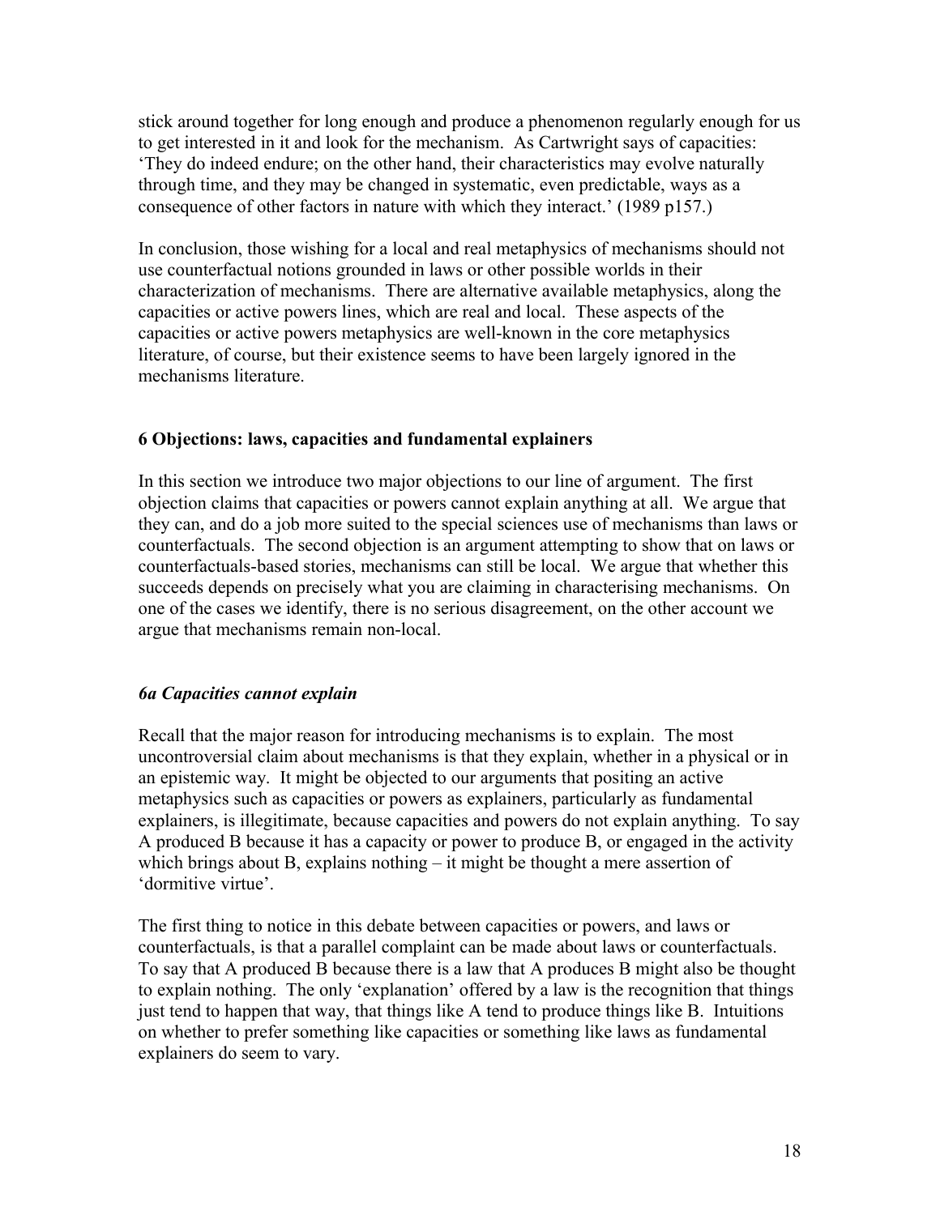stick around together for long enough and produce a phenomenon regularly enough for us to get interested in it and look for the mechanism. As Cartwright says of capacities: 'They do indeed endure; on the other hand, their characteristics may evolve naturally through time, and they may be changed in systematic, even predictable, ways as a consequence of other factors in nature with which they interact.' (1989 p157.)

In conclusion, those wishing for a local and real metaphysics of mechanisms should not use counterfactual notions grounded in laws or other possible worlds in their characterization of mechanisms. There are alternative available metaphysics, along the capacities or active powers lines, which are real and local. These aspects of the capacities or active powers metaphysics are well-known in the core metaphysics literature, of course, but their existence seems to have been largely ignored in the mechanisms literature.

## 6 Objections: laws, capacities and fundamental explainers

In this section we introduce two major objections to our line of argument. The first objection claims that capacities or powers cannot explain anything at all. We argue that they can, and do a job more suited to the special sciences use of mechanisms than laws or counterfactuals. The second objection is an argument attempting to show that on laws or counterfactuals-based stories, mechanisms can still be local. We argue that whether this succeeds depends on precisely what you are claiming in characterising mechanisms. On one of the cases we identify, there is no serious disagreement, on the other account we argue that mechanisms remain non-local.

### *6a Capacities cannot explain*

Recall that the major reason for introducing mechanisms is to explain. The most uncontroversial claim about mechanisms is that they explain, whether in a physical or in an epistemic way. It might be objected to our arguments that positing an active metaphysics such as capacities or powers as explainers, particularly as fundamental explainers, is illegitimate, because capacities and powers do not explain anything. To say A produced B because it has a capacity or power to produce B, or engaged in the activity which brings about B, explains nothing – it might be thought a mere assertion of 'dormitive virtue'.

The first thing to notice in this debate between capacities or powers, and laws or counterfactuals, is that a parallel complaint can be made about laws or counterfactuals. To say that A produced B because there is a law that A produces B might also be thought to explain nothing. The only 'explanation' offered by a law is the recognition that things just tend to happen that way, that things like A tend to produce things like B. Intuitions on whether to prefer something like capacities or something like laws as fundamental explainers do seem to vary.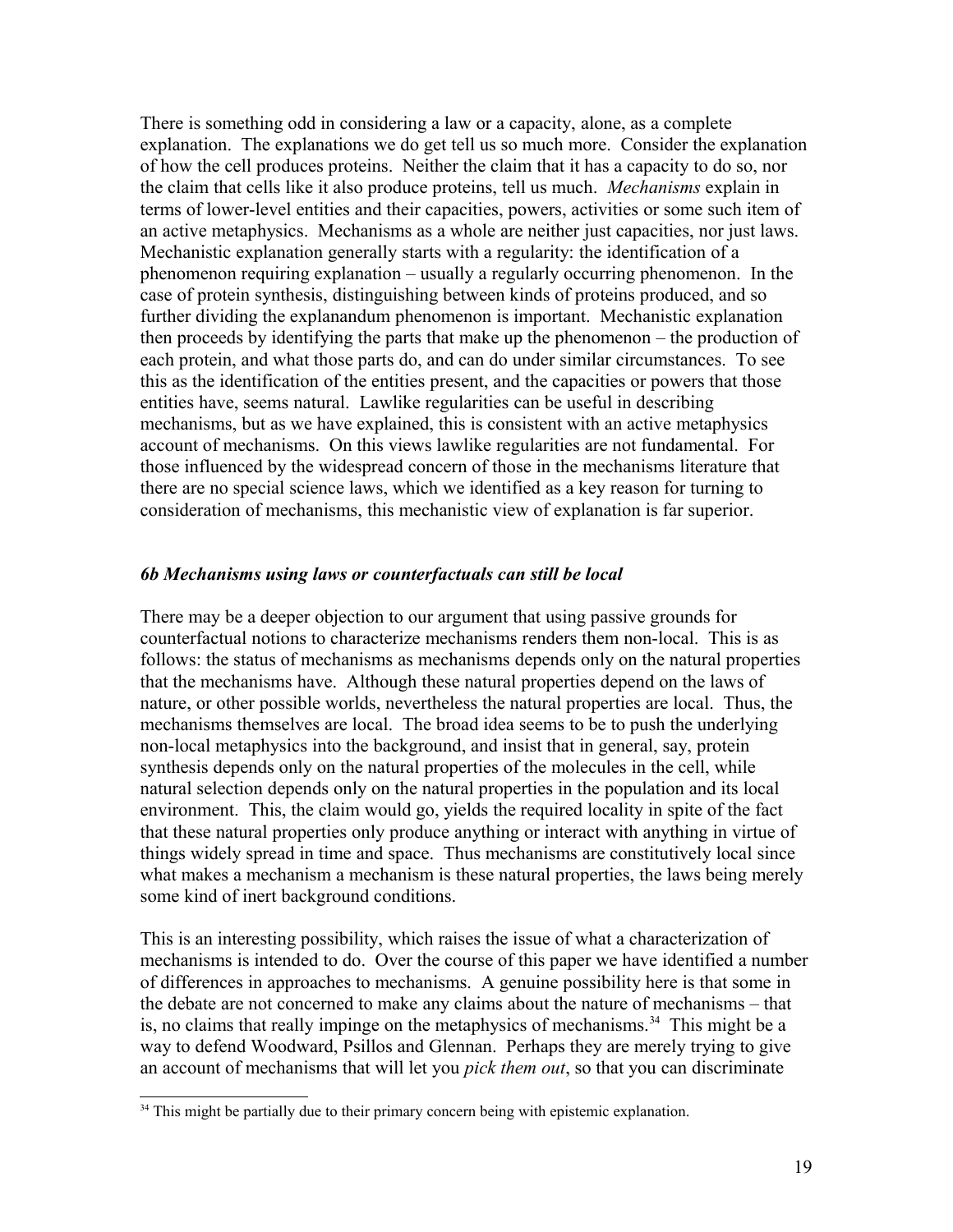There is something odd in considering a law or a capacity, alone, as a complete explanation. The explanations we do get tell us so much more. Consider the explanation of how the cell produces proteins. Neither the claim that it has a capacity to do so, nor the claim that cells like it also produce proteins, tell us much. *Mechanisms* explain in terms of lower-level entities and their capacities, powers, activities or some such item of an active metaphysics. Mechanisms as a whole are neither just capacities, nor just laws. Mechanistic explanation generally starts with a regularity: the identification of a phenomenon requiring explanation – usually a regularly occurring phenomenon. In the case of protein synthesis, distinguishing between kinds of proteins produced, and so further dividing the explanandum phenomenon is important. Mechanistic explanation then proceeds by identifying the parts that make up the phenomenon – the production of each protein, and what those parts do, and can do under similar circumstances. To see this as the identification of the entities present, and the capacities or powers that those entities have, seems natural. Lawlike regularities can be useful in describing mechanisms, but as we have explained, this is consistent with an active metaphysics account of mechanisms. On this views lawlike regularities are not fundamental. For those influenced by the widespread concern of those in the mechanisms literature that there are no special science laws, which we identified as a key reason for turning to consideration of mechanisms, this mechanistic view of explanation is far superior.

### *6b Mechanisms using laws or counterfactuals can still be local*

There may be a deeper objection to our argument that using passive grounds for counterfactual notions to characterize mechanisms renders them non-local. This is as follows: the status of mechanisms as mechanisms depends only on the natural properties that the mechanisms have. Although these natural properties depend on the laws of nature, or other possible worlds, nevertheless the natural properties are local. Thus, the mechanisms themselves are local. The broad idea seems to be to push the underlying non-local metaphysics into the background, and insist that in general, say, protein synthesis depends only on the natural properties of the molecules in the cell, while natural selection depends only on the natural properties in the population and its local environment. This, the claim would go, yields the required locality in spite of the fact that these natural properties only produce anything or interact with anything in virtue of things widely spread in time and space. Thus mechanisms are constitutively local since what makes a mechanism a mechanism is these natural properties, the laws being merely some kind of inert background conditions.

This is an interesting possibility, which raises the issue of what a characterization of mechanisms is intended to do. Over the course of this paper we have identified a number of differences in approaches to mechanisms. A genuine possibility here is that some in the debate are not concerned to make any claims about the nature of mechanisms – that is, no claims that really impinge on the metaphysics of mechanisms.[34] This might be a way to defend Woodward, Psillos and Glennan. Perhaps they are merely trying to give an account of mechanisms that will let you *pick them out*, so that you can discriminate

[34] This might be partially due to their primary concern being with epistemic explanation.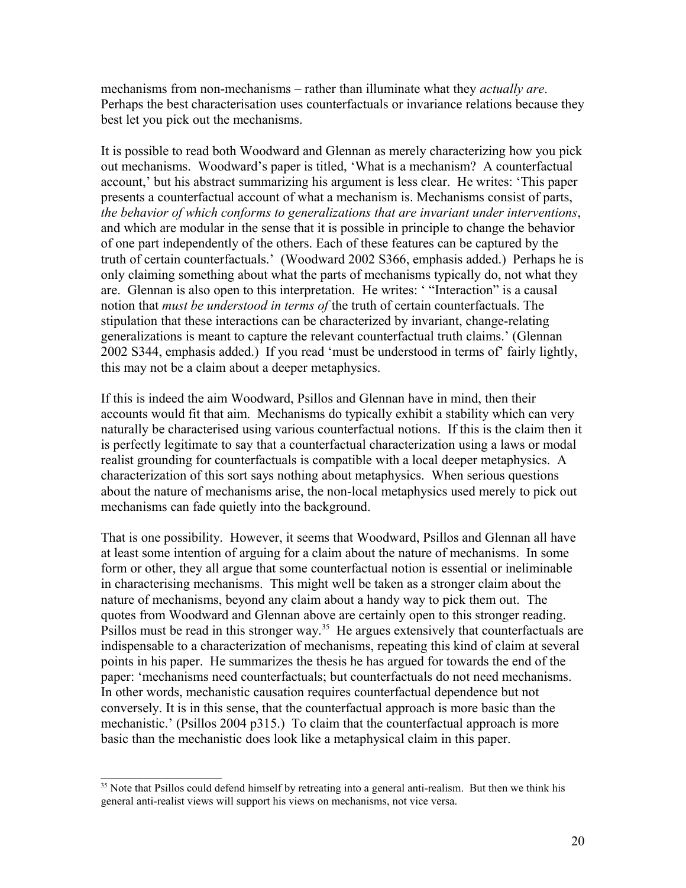mechanisms from non-mechanisms – rather than illuminate what they *actually are*. Perhaps the best characterisation uses counterfactuals or invariance relations because they best let you pick out the mechanisms.

It is possible to read both Woodward and Glennan as merely characterizing how you pick out mechanisms. Woodward's paper is titled, 'What is a mechanism? A counterfactual account,' but his abstract summarizing his argument is less clear. He writes: 'This paper presents a counterfactual account of what a mechanism is. Mechanisms consist of parts, *the behavior of which conforms to generalizations that are invariant under interventions*, and which are modular in the sense that it is possible in principle to change the behavior of one part independently of the others. Each of these features can be captured by the truth of certain counterfactuals.' (Woodward 2002 S366, emphasis added.) Perhaps he is only claiming something about what the parts of mechanisms typically do, not what they are. Glennan is also open to this interpretation. He writes: ' "Interaction" is a causal notion that *must be understood in terms of* the truth of certain counterfactuals. The stipulation that these interactions can be characterized by invariant, change-relating generalizations is meant to capture the relevant counterfactual truth claims.' (Glennan 2002 S344, emphasis added.) If you read 'must be understood in terms of' fairly lightly, this may not be a claim about a deeper metaphysics.

If this is indeed the aim Woodward, Psillos and Glennan have in mind, then their accounts would fit that aim. Mechanisms do typically exhibit a stability which can very naturally be characterised using various counterfactual notions. If this is the claim then it is perfectly legitimate to say that a counterfactual characterization using a laws or modal realist grounding for counterfactuals is compatible with a local deeper metaphysics. A characterization of this sort says nothing about metaphysics. When serious questions about the nature of mechanisms arise, the non-local metaphysics used merely to pick out mechanisms can fade quietly into the background.

That is one possibility. However, it seems that Woodward, Psillos and Glennan all have at least some intention of arguing for a claim about the nature of mechanisms. In some form or other, they all argue that some counterfactual notion is essential or ineliminable in characterising mechanisms. This might well be taken as a stronger claim about the nature of mechanisms, beyond any claim about a handy way to pick them out. The quotes from Woodward and Glennan above are certainly open to this stronger reading. Psillos must be read in this stronger way.[35] He argues extensively that counterfactuals are indispensable to a characterization of mechanisms, repeating this kind of claim at several points in his paper. He summarizes the thesis he has argued for towards the end of the paper: 'mechanisms need counterfactuals; but counterfactuals do not need mechanisms. In other words, mechanistic causation requires counterfactual dependence but not conversely. It is in this sense, that the counterfactual approach is more basic than the mechanistic.' (Psillos 2004 p315.) To claim that the counterfactual approach is more basic than the mechanistic does look like a metaphysical claim in this paper.

[35] Note that Psillos could defend himself by retreating into a general anti-realism. But then we think his general anti-realist views will support his views on mechanisms, not vice versa.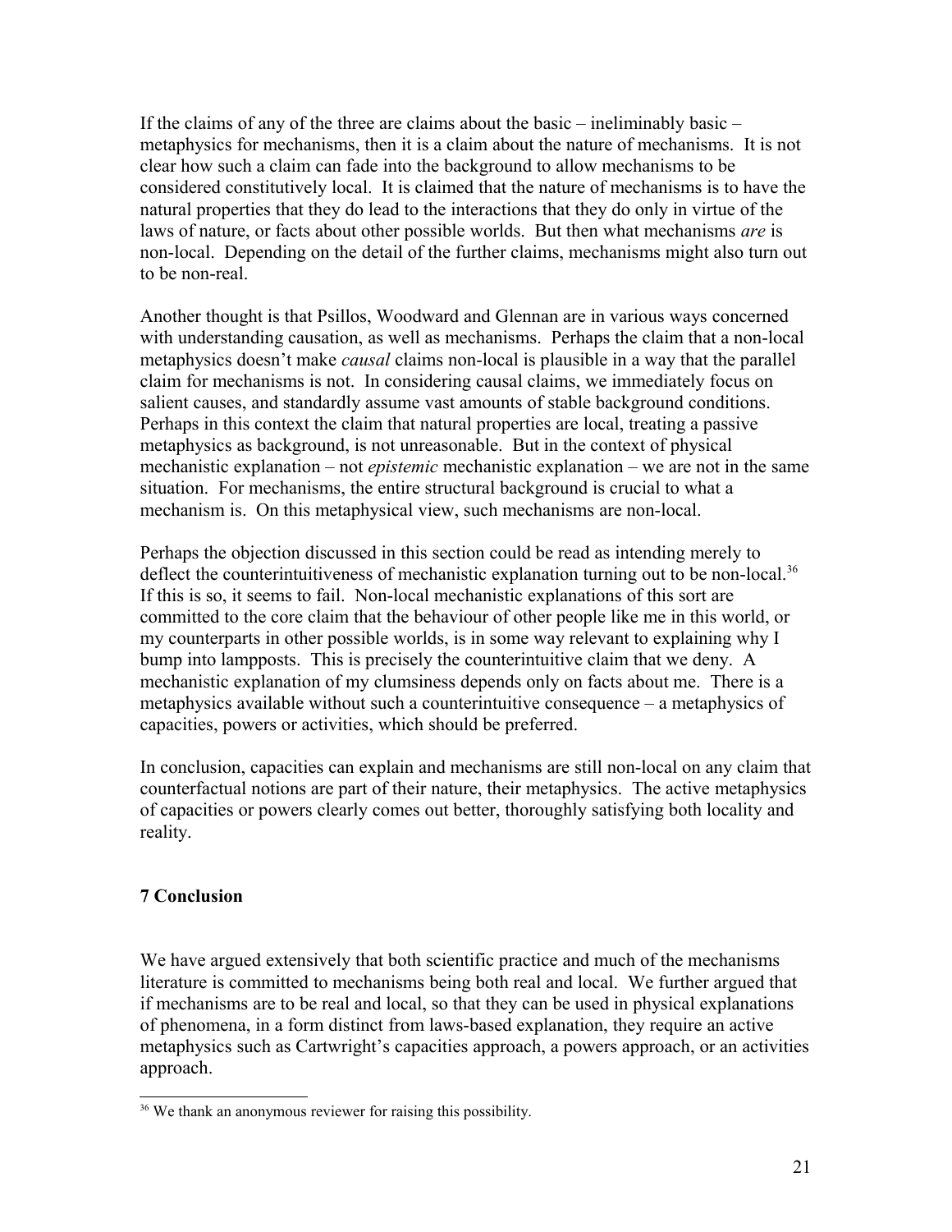If the claims of any of the three are claims about the basic – ineliminably basic – metaphysics for mechanisms, then it is a claim about the nature of mechanisms. It is not clear how such a claim can fade into the background to allow mechanisms to be considered constitutively local. It is claimed that the nature of mechanisms is to have the natural properties that they do lead to the interactions that they do only in virtue of the laws of nature, or facts about other possible worlds. But then what mechanisms *are* is non-local. Depending on the detail of the further claims, mechanisms might also turn out to be non-real.

Another thought is that Psillos, Woodward and Glennan are in various ways concerned with understanding causation, as well as mechanisms. Perhaps the claim that a non-local metaphysics doesn't make *causal* claims non-local is plausible in a way that the parallel claim for mechanisms is not. In considering causal claims, we immediately focus on salient causes, and standardly assume vast amounts of stable background conditions. Perhaps in this context the claim that natural properties are local, treating a passive metaphysics as background, is not unreasonable. But in the context of physical mechanistic explanation – not *epistemic* mechanistic explanation – we are not in the same situation. For mechanisms, the entire structural background is crucial to what a mechanism is. On this metaphysical view, such mechanisms are non-local.

Perhaps the objection discussed in this section could be read as intending merely to deflect the counterintuitiveness of mechanistic explanation turning out to be non-local.[36] If this is so, it seems to fail. Non-local mechanistic explanations of this sort are committed to the core claim that the behaviour of other people like me in this world, or my counterparts in other possible worlds, is in some way relevant to explaining why I bump into lampposts. This is precisely the counterintuitive claim that we deny. A mechanistic explanation of my clumsiness depends only on facts about me. There is a metaphysics available without such a counterintuitive consequence – a metaphysics of capacities, powers or activities, which should be preferred.

In conclusion, capacities can explain and mechanisms are still non-local on any claim that counterfactual notions are part of their nature, their metaphysics. The active metaphysics of capacities or powers clearly comes out better, thoroughly satisfying both locality and reality.

## 7 Conclusion

We have argued extensively that both scientific practice and much of the mechanisms literature is committed to mechanisms being both real and local. We further argued that if mechanisms are to be real and local, so that they can be used in physical explanations of phenomena, in a form distinct from laws-based explanation, they require an active metaphysics such as Cartwright's capacities approach, a powers approach, or an activities approach.

[36] We thank an anonymous reviewer for raising this possibility.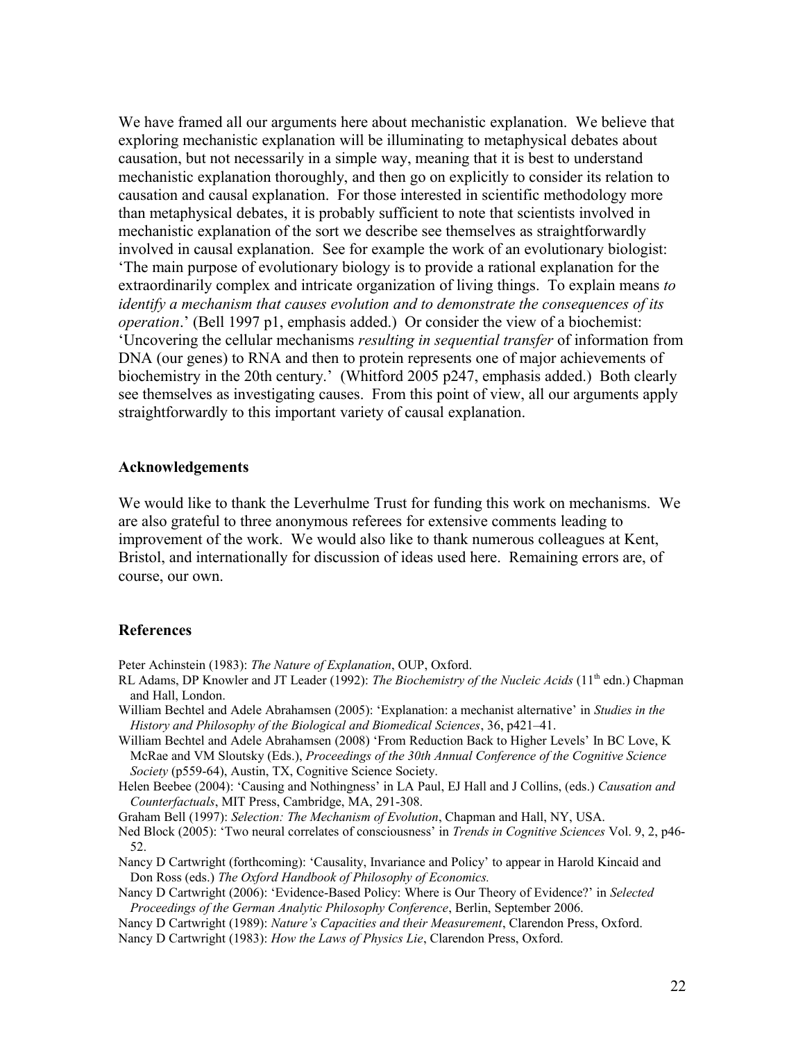We have framed all our arguments here about mechanistic explanation. We believe that exploring mechanistic explanation will be illuminating to metaphysical debates about causation, but not necessarily in a simple way, meaning that it is best to understand mechanistic explanation thoroughly, and then go on explicitly to consider its relation to causation and causal explanation. For those interested in scientific methodology more than metaphysical debates, it is probably sufficient to note that scientists involved in mechanistic explanation of the sort we describe see themselves as straightforwardly involved in causal explanation. See for example the work of an evolutionary biologist: 'The main purpose of evolutionary biology is to provide a rational explanation for the extraordinarily complex and intricate organization of living things. To explain means *to identify a mechanism that causes evolution and to demonstrate the consequences of its operation*.' (Bell 1997 p1, emphasis added.) Or consider the view of a biochemist: 'Uncovering the cellular mechanisms *resulting in sequential transfer* of information from DNA (our genes) to RNA and then to protein represents one of major achievements of biochemistry in the 20th century.' (Whitford 2005 p247, emphasis added.) Both clearly see themselves as investigating causes. From this point of view, all our arguments apply straightforwardly to this important variety of causal explanation.

## Acknowledgements

We would like to thank the Leverhulme Trust for funding this work on mechanisms. We are also grateful to three anonymous referees for extensive comments leading to improvement of the work. We would also like to thank numerous colleagues at Kent, Bristol, and internationally for discussion of ideas used here. Remaining errors are, of course, our own.

## References

Peter Achinstein (1983): *The Nature of Explanation*, OUP, Oxford.

RL Adams, DP Knowler and JT Leader (1992): *The Biochemistry of the Nucleic Acids* (11th edn.) Chapman and Hall, London.

William Bechtel and Adele Abrahamsen (2005): 'Explanation: a mechanist alternative' in *Studies in the History and Philosophy of the Biological and Biomedical Sciences*, 36, p421–41.

William Bechtel and Adele Abrahamsen (2008) 'From Reduction Back to Higher Levels' In BC Love, K McRae and VM Sloutsky (Eds.), *Proceedings of the 30th Annual Conference of the Cognitive Science Society* (p559-64), Austin, TX, Cognitive Science Society.

Helen Beebee (2004): 'Causing and Nothingness' in LA Paul, EJ Hall and J Collins, (eds.) *Causation and Counterfactuals*, MIT Press, Cambridge, MA, 291-308.

Graham Bell (1997): *Selection: The Mechanism of Evolution*, Chapman and Hall, NY, USA.

Ned Block (2005): 'Two neural correlates of consciousness' in *Trends in Cognitive Sciences* Vol. 9, 2, p46-52.

Nancy D Cartwright (forthcoming): 'Causality, Invariance and Policy' to appear in Harold Kincaid and Don Ross (eds.) *The Oxford Handbook of Philosophy of Economics.*

Nancy D Cartwright (2006): 'Evidence-Based Policy: Where is Our Theory of Evidence?' in *Selected Proceedings of the German Analytic Philosophy Conference*, Berlin, September 2006.

Nancy D Cartwright (1989): *Nature's Capacities and their Measurement*, Clarendon Press, Oxford.

Nancy D Cartwright (1983): *How the Laws of Physics Lie*, Clarendon Press, Oxford.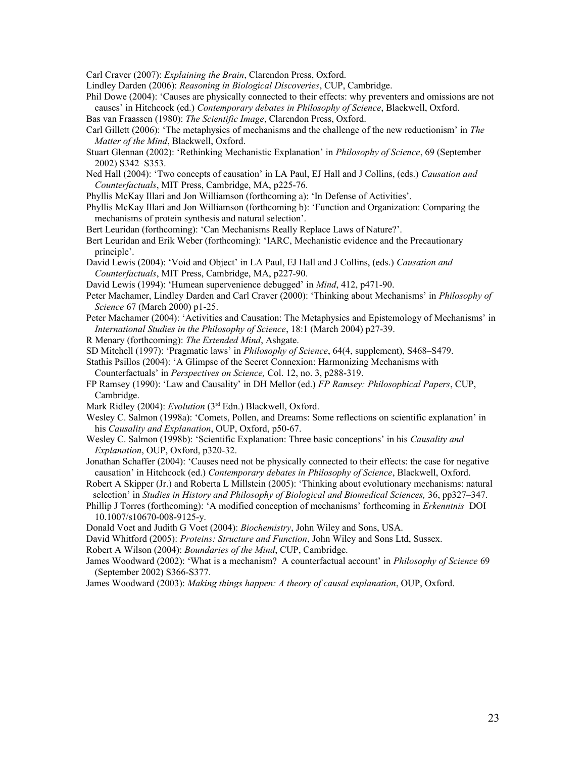Carl Craver (2007): *Explaining the Brain*, Clarendon Press, Oxford.

Lindley Darden (2006): *Reasoning in Biological Discoveries*, CUP, Cambridge.

Phil Dowe (2004): 'Causes are physically connected to their effects: why preventers and omissions are not causes' in Hitchcock (ed.) *Contemporary debates in Philosophy of Science*, Blackwell, Oxford.

Bas van Fraassen (1980): *The Scientific Image*, Clarendon Press, Oxford.

Carl Gillett (2006): 'The metaphysics of mechanisms and the challenge of the new reductionism' in *The Matter of the Mind*, Blackwell, Oxford.

Stuart Glennan (2002): 'Rethinking Mechanistic Explanation' in *Philosophy of Science*, 69 (September 2002) S342–S353.

Ned Hall (2004): 'Two concepts of causation' in LA Paul, EJ Hall and J Collins, (eds.) *Causation and Counterfactuals*, MIT Press, Cambridge, MA, p225-76.

Phyllis McKay Illari and Jon Williamson (forthcoming a): 'In Defense of Activities'.

Phyllis McKay Illari and Jon Williamson (forthcoming b): 'Function and Organization: Comparing the mechanisms of protein synthesis and natural selection'.

Bert Leuridan (forthcoming): 'Can Mechanisms Really Replace Laws of Nature?'.

Bert Leuridan and Erik Weber (forthcoming): 'IARC, Mechanistic evidence and the Precautionary principle'.

David Lewis (2004): 'Void and Object' in LA Paul, EJ Hall and J Collins, (eds.) *Causation and Counterfactuals*, MIT Press, Cambridge, MA, p227-90.

David Lewis (1994): 'Humean supervenience debugged' in *Mind*, 412, p471-90.

Peter Machamer, Lindley Darden and Carl Craver (2000): 'Thinking about Mechanisms' in *Philosophy of Science* 67 (March 2000) p1-25.

Peter Machamer (2004): 'Activities and Causation: The Metaphysics and Epistemology of Mechanisms' in *International Studies in the Philosophy of Science*, 18:1 (March 2004) p27-39.

R Menary (forthcoming): *The Extended Mind*, Ashgate.

SD Mitchell (1997): 'Pragmatic laws' in *Philosophy of Science*, 64(4, supplement), S468–S479.

Stathis Psillos (2004): 'A Glimpse of the Secret Connexion: Harmonizing Mechanisms with Counterfactuals' in *Perspectives on Science,* Col. 12, no. 3, p288-319.

FP Ramsey (1990): 'Law and Causality' in DH Mellor (ed.) *FP Ramsey: Philosophical Papers*, CUP, Cambridge.

Mark Ridley (2004): *Evolution* (3rd Edn.) Blackwell, Oxford.

Wesley C. Salmon (1998a): 'Comets, Pollen, and Dreams: Some reflections on scientific explanation' in his *Causality and Explanation*, OUP, Oxford, p50-67.

Wesley C. Salmon (1998b): 'Scientific Explanation: Three basic conceptions' in his *Causality and Explanation*, OUP, Oxford, p320-32.

Jonathan Schaffer (2004): 'Causes need not be physically connected to their effects: the case for negative causation' in Hitchcock (ed.) *Contemporary debates in Philosophy of Science*, Blackwell, Oxford.

Robert A Skipper (Jr.) and Roberta L Millstein (2005): 'Thinking about evolutionary mechanisms: natural selection' in *Studies in History and Philosophy of Biological and Biomedical Sciences,* 36, pp327–347.

Phillip J Torres (forthcoming): 'A modified conception of mechanisms' forthcoming in *Erkenntnis* DOI 10.1007/s10670-008-9125-y.

Donald Voet and Judith G Voet (2004): *Biochemistry*, John Wiley and Sons, USA.

David Whitford (2005): *Proteins: Structure and Function*, John Wiley and Sons Ltd, Sussex.

Robert A Wilson (2004): *Boundaries of the Mind*, CUP, Cambridge.

James Woodward (2002): 'What is a mechanism? A counterfactual account' in *Philosophy of Science* 69 (September 2002) S366-S377.

James Woodward (2003): *Making things happen: A theory of causal explanation*, OUP, Oxford.